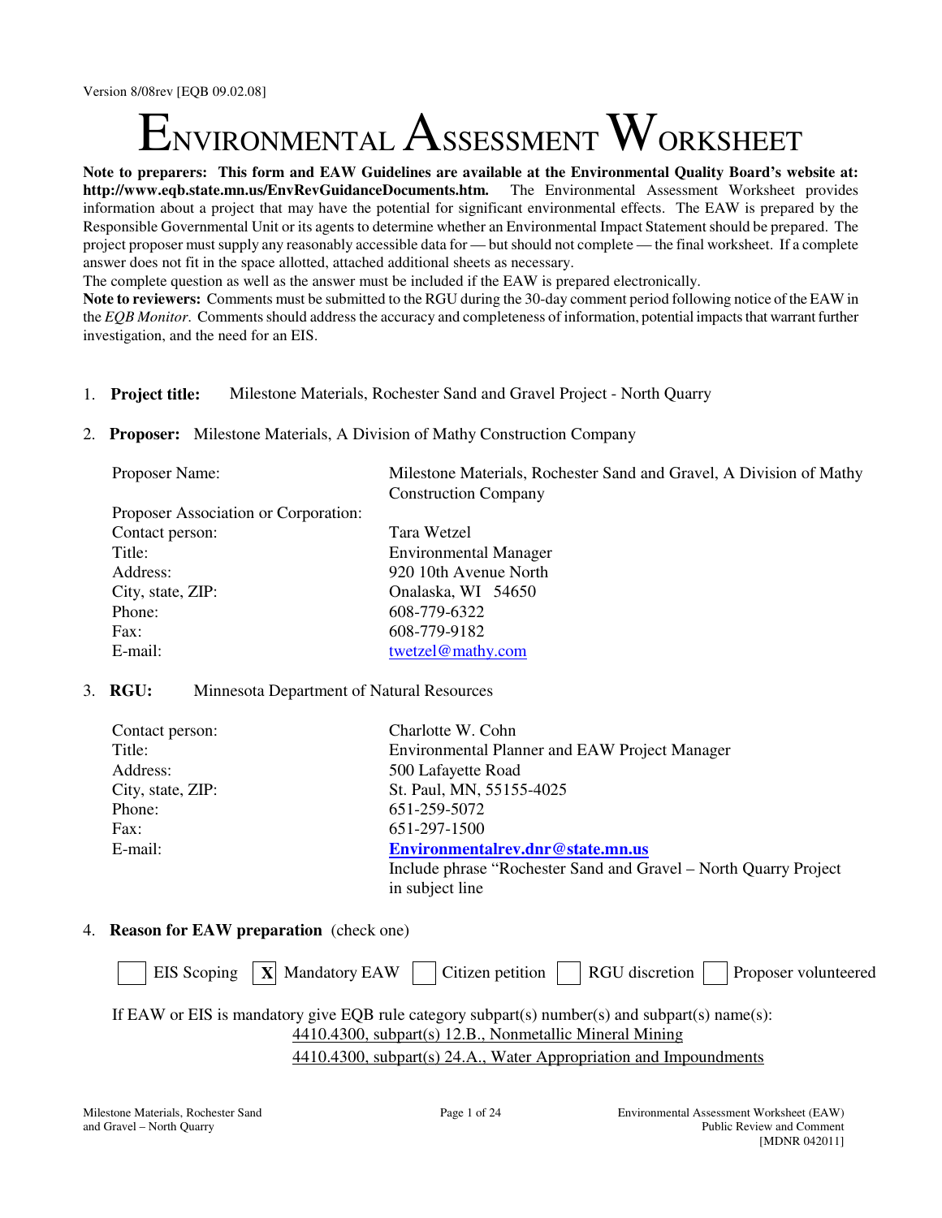Version 8/08rev [EQB 09.02.08]

# ENVIRONMENTAL ASSESSMENT WORKSHEET

**Note to preparers: This form and EAW Guidelines are available at the Environmental Quality Board's website at: http://www.eqb.state.mn.us/EnvRevGuidanceDocuments.htm.** The Environmental Assessment Worksheet provides information about a project that may have the potential for significant environmental effects. The EAW is prepared by the Responsible Governmental Unit or its agents to determine whether an Environmental Impact Statement should be prepared. The project proposer must supply any reasonably accessible data for — but should not complete — the final worksheet. If a complete answer does not fit in the space allotted, attached additional sheets as necessary.

The complete question as well as the answer must be included if the EAW is prepared electronically.

**Note to reviewers:** Comments must be submitted to the RGU during the 30-day comment period following notice of the EAW in the *EQB Monitor*. Comments should address the accuracy and completeness of information, potential impacts that warrant further investigation, and the need for an EIS.

1. **Project title:** Milestone Materials, Rochester Sand and Gravel Project - North Quarry

2. **Proposer:** Milestone Materials, A Division of Mathy Construction Company

| | |
|---|---|
| Proposer Name: | Milestone Materials, Rochester Sand and Gravel, A Division of Mathy Construction Company |
| Proposer Association or Corporation: | |
| Contact person: | Tara Wetzel |
| Title: | Environmental Manager |
| Address: | 920 10th Avenue North |
| City, state, ZIP: | Onalaska, WI 54650 |
| Phone: | 608-779-6322 |
| Fax: | 608-779-9182 |
| E-mail: | twetzel@mathy.com |

3. **RGU:** Minnesota Department of Natural Resources

| | |
|---|---|
| Contact person: | Charlotte W. Cohn |
| Title: | Environmental Planner and EAW Project Manager |
| Address: | 500 Lafayette Road |
| City, state, ZIP: | St. Paul, MN, 55155-4025 |
| Phone: | 651-259-5072 |
| Fax: | 651-297-1500 |
| E-mail: | **Environmentalrev.dnr@state.mn.us** Include phrase "Rochester Sand and Gravel – North Quarry Project in subject line |

4. **Reason for EAW preparation** (check one)

☐ EIS Scoping ☒ Mandatory EAW ☐ Citizen petition ☐ RGU discretion ☐ Proposer volunteered

If EAW or EIS is mandatory give EQB rule category subpart(s) number(s) and subpart(s) name(s):
4410.4300, subpart(s) 12.B., Nonmetallic Mineral Mining
4410.4300, subpart(s) 24.A., Water Appropriation and Impoundments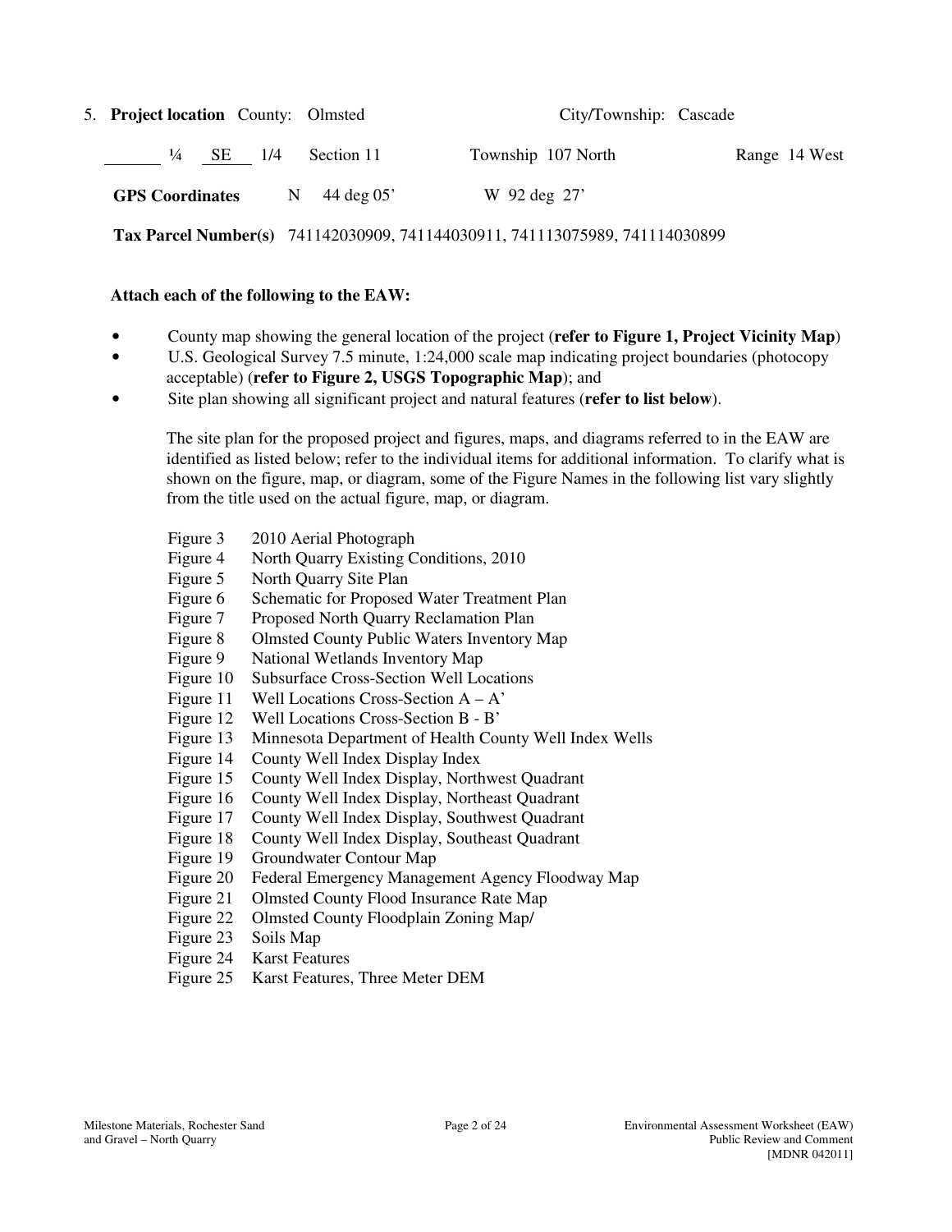5. **Project location** County: Olmsted City/Township: Cascade

_______ ¼ SE 1/4 Section 11 Township 107 North Range 14 West

**GPS Coordinates** N 44 deg 05' W 92 deg 27'

**Tax Parcel Number(s)** 741142030909, 741144030911, 741113075989, 741114030899

**Attach each of the following to the EAW:**

- County map showing the general location of the project (**refer to Figure 1, Project Vicinity Map**)
- U.S. Geological Survey 7.5 minute, 1:24,000 scale map indicating project boundaries (photocopy acceptable) (**refer to Figure 2, USGS Topographic Map**); and
- Site plan showing all significant project and natural features (**refer to list below**).

The site plan for the proposed project and figures, maps, and diagrams referred to in the EAW are identified as listed below; refer to the individual items for additional information. To clarify what is shown on the figure, map, or diagram, some of the Figure Names in the following list vary slightly from the title used on the actual figure, map, or diagram.

- Figure 3 2010 Aerial Photograph
- Figure 4 North Quarry Existing Conditions, 2010
- Figure 5 North Quarry Site Plan
- Figure 6 Schematic for Proposed Water Treatment Plan
- Figure 7 Proposed North Quarry Reclamation Plan
- Figure 8 Olmsted County Public Waters Inventory Map
- Figure 9 National Wetlands Inventory Map
- Figure 10 Subsurface Cross-Section Well Locations
- Figure 11 Well Locations Cross-Section A – A'
- Figure 12 Well Locations Cross-Section B - B'
- Figure 13 Minnesota Department of Health County Well Index Wells
- Figure 14 County Well Index Display Index
- Figure 15 County Well Index Display, Northwest Quadrant
- Figure 16 County Well Index Display, Northeast Quadrant
- Figure 17 County Well Index Display, Southwest Quadrant
- Figure 18 County Well Index Display, Southeast Quadrant
- Figure 19 Groundwater Contour Map
- Figure 20 Federal Emergency Management Agency Floodway Map
- Figure 21 Olmsted County Flood Insurance Rate Map
- Figure 22 Olmsted County Floodplain Zoning Map/
- Figure 23 Soils Map
- Figure 24 Karst Features
- Figure 25 Karst Features, Three Meter DEM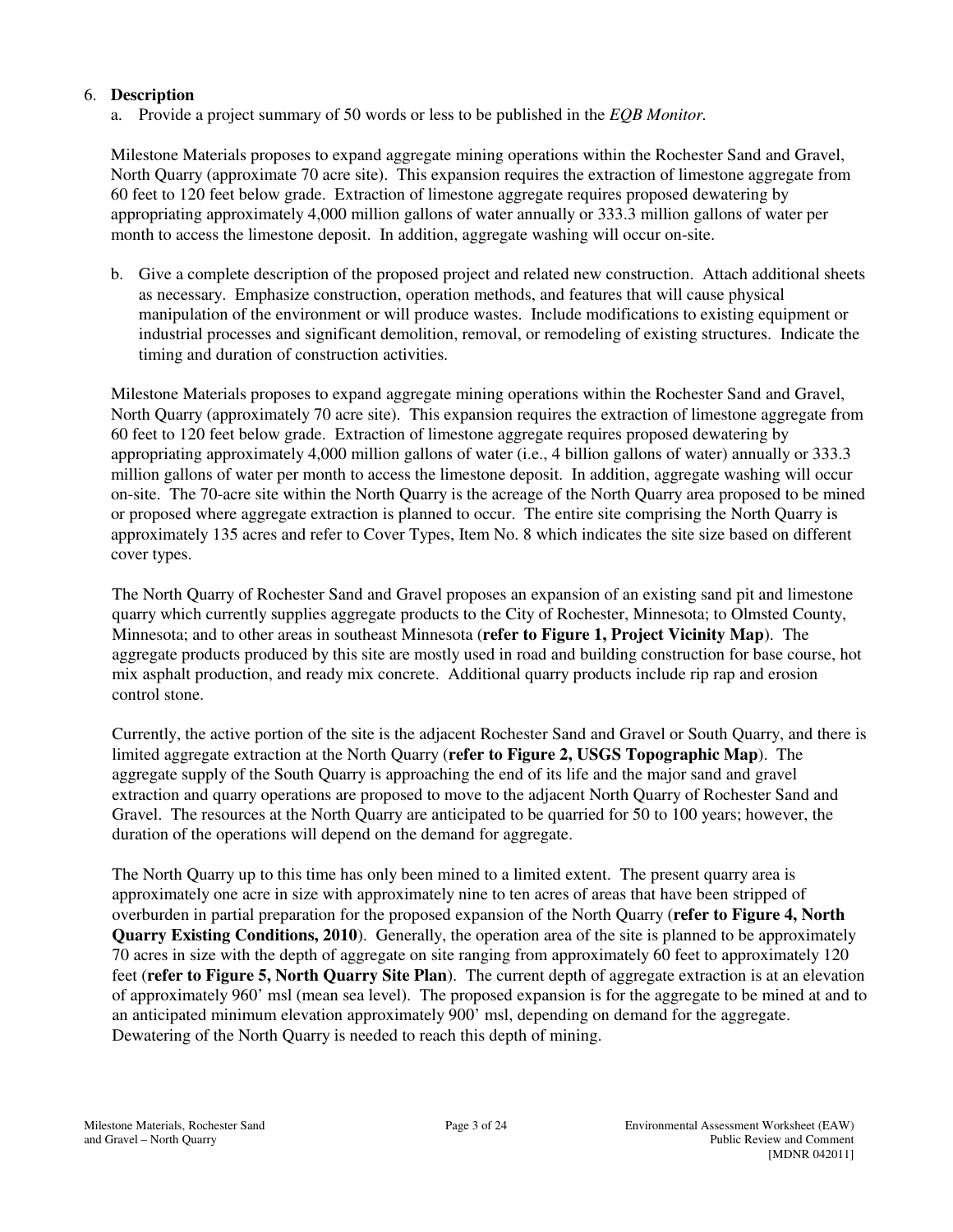6. **Description**
   a. Provide a project summary of 50 words or less to be published in the *EQB Monitor.*

Milestone Materials proposes to expand aggregate mining operations within the Rochester Sand and Gravel, North Quarry (approximate 70 acre site). This expansion requires the extraction of limestone aggregate from 60 feet to 120 feet below grade. Extraction of limestone aggregate requires proposed dewatering by appropriating approximately 4,000 million gallons of water annually or 333.3 million gallons of water per month to access the limestone deposit. In addition, aggregate washing will occur on-site.

   b. Give a complete description of the proposed project and related new construction. Attach additional sheets as necessary. Emphasize construction, operation methods, and features that will cause physical manipulation of the environment or will produce wastes. Include modifications to existing equipment or industrial processes and significant demolition, removal, or remodeling of existing structures. Indicate the timing and duration of construction activities.

Milestone Materials proposes to expand aggregate mining operations within the Rochester Sand and Gravel, North Quarry (approximately 70 acre site). This expansion requires the extraction of limestone aggregate from 60 feet to 120 feet below grade. Extraction of limestone aggregate requires proposed dewatering by appropriating approximately 4,000 million gallons of water (i.e., 4 billion gallons of water) annually or 333.3 million gallons of water per month to access the limestone deposit. In addition, aggregate washing will occur on-site. The 70-acre site within the North Quarry is the acreage of the North Quarry area proposed to be mined or proposed where aggregate extraction is planned to occur. The entire site comprising the North Quarry is approximately 135 acres and refer to Cover Types, Item No. 8 which indicates the site size based on different cover types.

The North Quarry of Rochester Sand and Gravel proposes an expansion of an existing sand pit and limestone quarry which currently supplies aggregate products to the City of Rochester, Minnesota; to Olmsted County, Minnesota; and to other areas in southeast Minnesota (**refer to Figure 1, Project Vicinity Map**). The aggregate products produced by this site are mostly used in road and building construction for base course, hot mix asphalt production, and ready mix concrete. Additional quarry products include rip rap and erosion control stone.

Currently, the active portion of the site is the adjacent Rochester Sand and Gravel or South Quarry, and there is limited aggregate extraction at the North Quarry (**refer to Figure 2, USGS Topographic Map**). The aggregate supply of the South Quarry is approaching the end of its life and the major sand and gravel extraction and quarry operations are proposed to move to the adjacent North Quarry of Rochester Sand and Gravel. The resources at the North Quarry are anticipated to be quarried for 50 to 100 years; however, the duration of the operations will depend on the demand for aggregate.

The North Quarry up to this time has only been mined to a limited extent. The present quarry area is approximately one acre in size with approximately nine to ten acres of areas that have been stripped of overburden in partial preparation for the proposed expansion of the North Quarry (**refer to Figure 4, North Quarry Existing Conditions, 2010**). Generally, the operation area of the site is planned to be approximately 70 acres in size with the depth of aggregate on site ranging from approximately 60 feet to approximately 120 feet (**refer to Figure 5, North Quarry Site Plan**). The current depth of aggregate extraction is at an elevation of approximately 960' msl (mean sea level). The proposed expansion is for the aggregate to be mined at and to an anticipated minimum elevation approximately 900' msl, depending on demand for the aggregate. Dewatering of the North Quarry is needed to reach this depth of mining.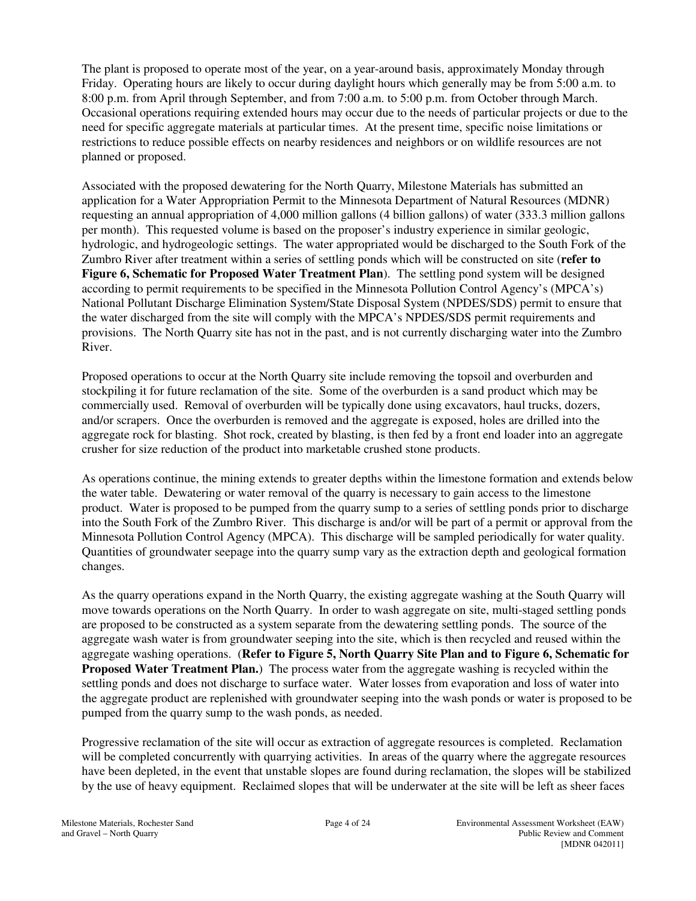The plant is proposed to operate most of the year, on a year-around basis, approximately Monday through Friday. Operating hours are likely to occur during daylight hours which generally may be from 5:00 a.m. to 8:00 p.m. from April through September, and from 7:00 a.m. to 5:00 p.m. from October through March. Occasional operations requiring extended hours may occur due to the needs of particular projects or due to the need for specific aggregate materials at particular times. At the present time, specific noise limitations or restrictions to reduce possible effects on nearby residences and neighbors or on wildlife resources are not planned or proposed.

Associated with the proposed dewatering for the North Quarry, Milestone Materials has submitted an application for a Water Appropriation Permit to the Minnesota Department of Natural Resources (MDNR) requesting an annual appropriation of 4,000 million gallons (4 billion gallons) of water (333.3 million gallons per month). This requested volume is based on the proposer's industry experience in similar geologic, hydrologic, and hydrogeologic settings. The water appropriated would be discharged to the South Fork of the Zumbro River after treatment within a series of settling ponds which will be constructed on site (**refer to Figure 6, Schematic for Proposed Water Treatment Plan**). The settling pond system will be designed according to permit requirements to be specified in the Minnesota Pollution Control Agency's (MPCA's) National Pollutant Discharge Elimination System/State Disposal System (NPDES/SDS) permit to ensure that the water discharged from the site will comply with the MPCA's NPDES/SDS permit requirements and provisions. The North Quarry site has not in the past, and is not currently discharging water into the Zumbro River.

Proposed operations to occur at the North Quarry site include removing the topsoil and overburden and stockpiling it for future reclamation of the site. Some of the overburden is a sand product which may be commercially used. Removal of overburden will be typically done using excavators, haul trucks, dozers, and/or scrapers. Once the overburden is removed and the aggregate is exposed, holes are drilled into the aggregate rock for blasting. Shot rock, created by blasting, is then fed by a front end loader into an aggregate crusher for size reduction of the product into marketable crushed stone products.

As operations continue, the mining extends to greater depths within the limestone formation and extends below the water table. Dewatering or water removal of the quarry is necessary to gain access to the limestone product. Water is proposed to be pumped from the quarry sump to a series of settling ponds prior to discharge into the South Fork of the Zumbro River. This discharge is and/or will be part of a permit or approval from the Minnesota Pollution Control Agency (MPCA). This discharge will be sampled periodically for water quality. Quantities of groundwater seepage into the quarry sump vary as the extraction depth and geological formation changes.

As the quarry operations expand in the North Quarry, the existing aggregate washing at the South Quarry will move towards operations on the North Quarry. In order to wash aggregate on site, multi-staged settling ponds are proposed to be constructed as a system separate from the dewatering settling ponds. The source of the aggregate wash water is from groundwater seeping into the site, which is then recycled and reused within the aggregate washing operations. (**Refer to Figure 5, North Quarry Site Plan and to Figure 6, Schematic for Proposed Water Treatment Plan.**) The process water from the aggregate washing is recycled within the settling ponds and does not discharge to surface water. Water losses from evaporation and loss of water into the aggregate product are replenished with groundwater seeping into the wash ponds or water is proposed to be pumped from the quarry sump to the wash ponds, as needed.

Progressive reclamation of the site will occur as extraction of aggregate resources is completed. Reclamation will be completed concurrently with quarrying activities. In areas of the quarry where the aggregate resources have been depleted, in the event that unstable slopes are found during reclamation, the slopes will be stabilized by the use of heavy equipment. Reclaimed slopes that will be underwater at the site will be left as sheer faces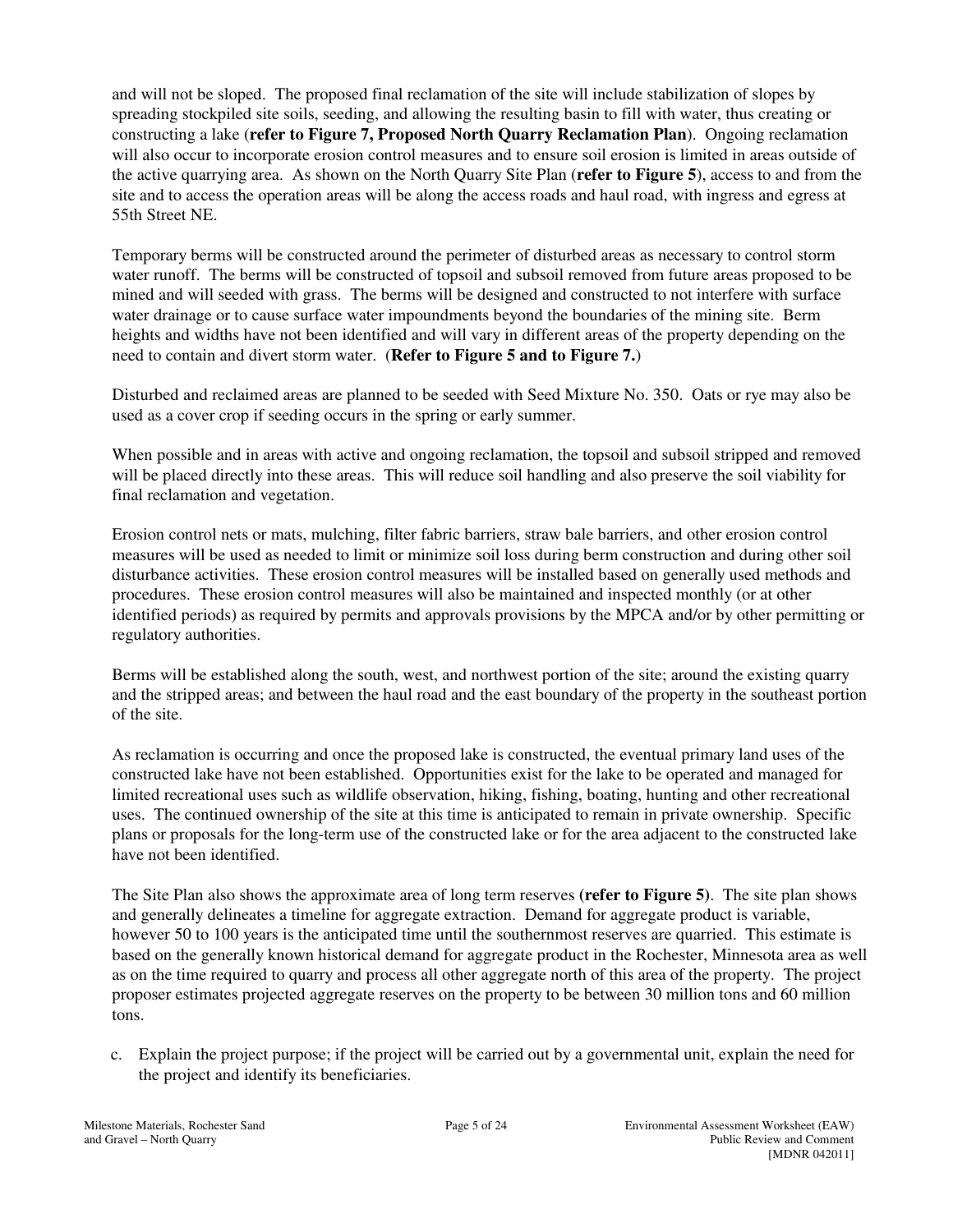and will not be sloped. The proposed final reclamation of the site will include stabilization of slopes by spreading stockpiled site soils, seeding, and allowing the resulting basin to fill with water, thus creating or constructing a lake (**refer to Figure 7, Proposed North Quarry Reclamation Plan**). Ongoing reclamation will also occur to incorporate erosion control measures and to ensure soil erosion is limited in areas outside of the active quarrying area. As shown on the North Quarry Site Plan (**refer to Figure 5**), access to and from the site and to access the operation areas will be along the access roads and haul road, with ingress and egress at 55th Street NE.

Temporary berms will be constructed around the perimeter of disturbed areas as necessary to control storm water runoff. The berms will be constructed of topsoil and subsoil removed from future areas proposed to be mined and will seeded with grass. The berms will be designed and constructed to not interfere with surface water drainage or to cause surface water impoundments beyond the boundaries of the mining site. Berm heights and widths have not been identified and will vary in different areas of the property depending on the need to contain and divert storm water. (**Refer to Figure 5 and to Figure 7.**)

Disturbed and reclaimed areas are planned to be seeded with Seed Mixture No. 350. Oats or rye may also be used as a cover crop if seeding occurs in the spring or early summer.

When possible and in areas with active and ongoing reclamation, the topsoil and subsoil stripped and removed will be placed directly into these areas. This will reduce soil handling and also preserve the soil viability for final reclamation and vegetation.

Erosion control nets or mats, mulching, filter fabric barriers, straw bale barriers, and other erosion control measures will be used as needed to limit or minimize soil loss during berm construction and during other soil disturbance activities. These erosion control measures will be installed based on generally used methods and procedures. These erosion control measures will also be maintained and inspected monthly (or at other identified periods) as required by permits and approvals provisions by the MPCA and/or by other permitting or regulatory authorities.

Berms will be established along the south, west, and northwest portion of the site; around the existing quarry and the stripped areas; and between the haul road and the east boundary of the property in the southeast portion of the site.

As reclamation is occurring and once the proposed lake is constructed, the eventual primary land uses of the constructed lake have not been established. Opportunities exist for the lake to be operated and managed for limited recreational uses such as wildlife observation, hiking, fishing, boating, hunting and other recreational uses. The continued ownership of the site at this time is anticipated to remain in private ownership. Specific plans or proposals for the long-term use of the constructed lake or for the area adjacent to the constructed lake have not been identified.

The Site Plan also shows the approximate area of long term reserves **(refer to Figure 5)**. The site plan shows and generally delineates a timeline for aggregate extraction. Demand for aggregate product is variable, however 50 to 100 years is the anticipated time until the southernmost reserves are quarried. This estimate is based on the generally known historical demand for aggregate product in the Rochester, Minnesota area as well as on the time required to quarry and process all other aggregate north of this area of the property. The project proposer estimates projected aggregate reserves on the property to be between 30 million tons and 60 million tons.

c. Explain the project purpose; if the project will be carried out by a governmental unit, explain the need for the project and identify its beneficiaries.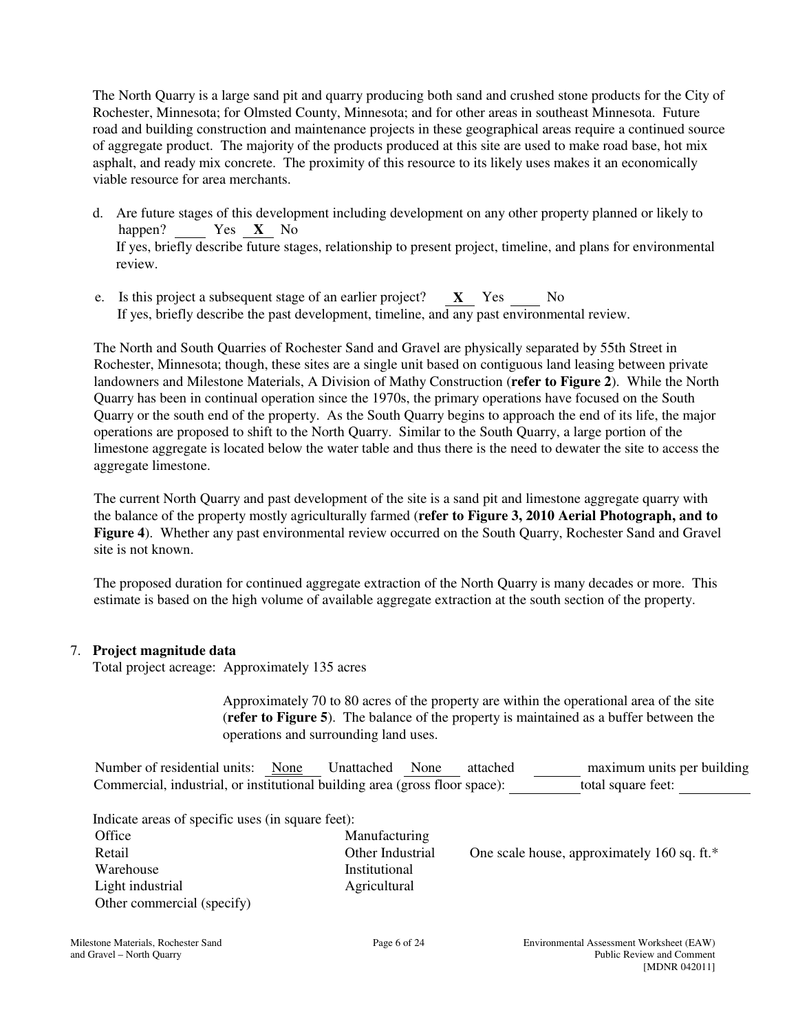The North Quarry is a large sand pit and quarry producing both sand and crushed stone products for the City of Rochester, Minnesota; for Olmsted County, Minnesota; and for other areas in southeast Minnesota. Future road and building construction and maintenance projects in these geographical areas require a continued source of aggregate product. The majority of the products produced at this site are used to make road base, hot mix asphalt, and ready mix concrete. The proximity of this resource to its likely uses makes it an economically viable resource for area merchants.

d. Are future stages of this development including development on any other property planned or likely to happen? \_\_\_\_ Yes **X** No
   If yes, briefly describe future stages, relationship to present project, timeline, and plans for environmental review.

e. Is this project a subsequent stage of an earlier project? **X** Yes \_\_\_\_ No
   If yes, briefly describe the past development, timeline, and any past environmental review.

The North and South Quarries of Rochester Sand and Gravel are physically separated by 55th Street in Rochester, Minnesota; though, these sites are a single unit based on contiguous land leasing between private landowners and Milestone Materials, A Division of Mathy Construction (**refer to Figure 2**). While the North Quarry has been in continual operation since the 1970s, the primary operations have focused on the South Quarry or the south end of the property. As the South Quarry begins to approach the end of its life, the major operations are proposed to shift to the North Quarry. Similar to the South Quarry, a large portion of the limestone aggregate is located below the water table and thus there is the need to dewater the site to access the aggregate limestone.

The current North Quarry and past development of the site is a sand pit and limestone aggregate quarry with the balance of the property mostly agriculturally farmed (**refer to Figure 3, 2010 Aerial Photograph, and to Figure 4**). Whether any past environmental review occurred on the South Quarry, Rochester Sand and Gravel site is not known.

The proposed duration for continued aggregate extraction of the North Quarry is many decades or more. This estimate is based on the high volume of available aggregate extraction at the south section of the property.

7. **Project magnitude data**
   Total project acreage: Approximately 135 acres

   Approximately 70 to 80 acres of the property are within the operational area of the site (**refer to Figure 5**). The balance of the property is maintained as a buffer between the operations and surrounding land uses.

   Number of residential units: None Unattached None attached \_\_\_\_ maximum units per building
   Commercial, industrial, or institutional building area (gross floor space): \_\_\_\_ total square feet: \_\_\_\_

   Indicate areas of specific uses (in square feet):

| | | |
|---|---|---|
| Office | Manufacturing | |
| Retail | Other Industrial | One scale house, approximately 160 sq. ft.* |
| Warehouse | Institutional | |
| Light industrial | Agricultural | |
| Other commercial (specify) | | |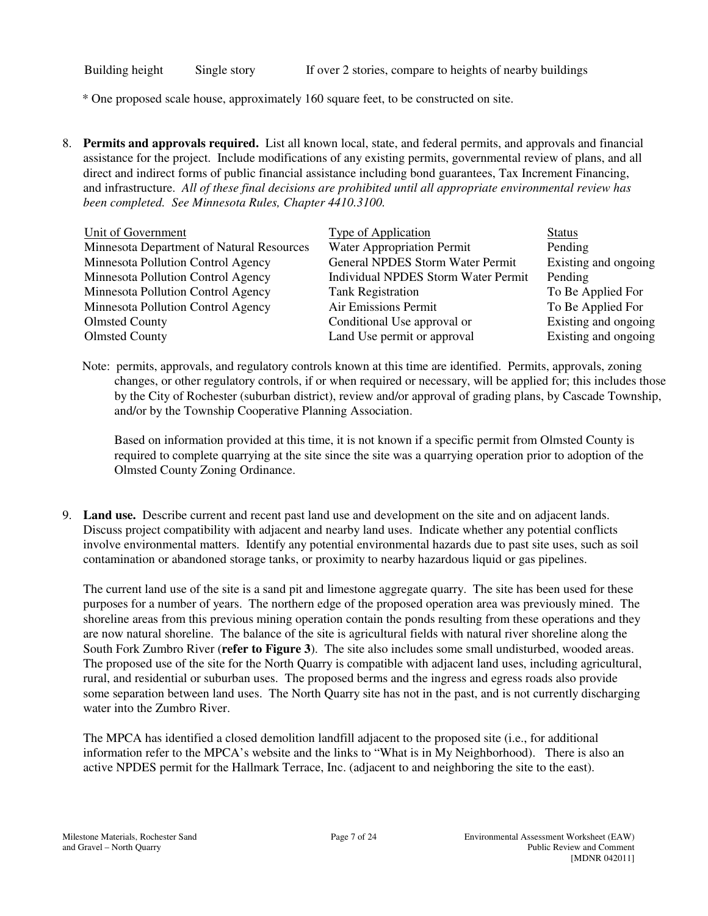| Building height | Single story | If over 2 stories, compare to heights of nearby buildings |
|---|---|---|

* One proposed scale house, approximately 160 square feet, to be constructed on site.

8. **Permits and approvals required.** List all known local, state, and federal permits, and approvals and financial assistance for the project. Include modifications of any existing permits, governmental review of plans, and all direct and indirect forms of public financial assistance including bond guarantees, Tax Increment Financing, and infrastructure. *All of these final decisions are prohibited until all appropriate environmental review has been completed. See Minnesota Rules, Chapter 4410.3100.*

| Unit of Government | Type of Application | Status |
|---|---|---|
| Minnesota Department of Natural Resources | Water Appropriation Permit | Pending |
| Minnesota Pollution Control Agency | General NPDES Storm Water Permit | Existing and ongoing |
| Minnesota Pollution Control Agency | Individual NPDES Storm Water Permit | Pending |
| Minnesota Pollution Control Agency | Tank Registration | To Be Applied For |
| Minnesota Pollution Control Agency | Air Emissions Permit | To Be Applied For |
| Olmsted County | Conditional Use approval or | Existing and ongoing |
| Olmsted County | Land Use permit or approval | Existing and ongoing |

Note: permits, approvals, and regulatory controls known at this time are identified. Permits, approvals, zoning changes, or other regulatory controls, if or when required or necessary, will be applied for; this includes those by the City of Rochester (suburban district), review and/or approval of grading plans, by Cascade Township, and/or by the Township Cooperative Planning Association.

Based on information provided at this time, it is not known if a specific permit from Olmsted County is required to complete quarrying at the site since the site was a quarrying operation prior to adoption of the Olmsted County Zoning Ordinance.

9. **Land use.** Describe current and recent past land use and development on the site and on adjacent lands. Discuss project compatibility with adjacent and nearby land uses. Indicate whether any potential conflicts involve environmental matters. Identify any potential environmental hazards due to past site uses, such as soil contamination or abandoned storage tanks, or proximity to nearby hazardous liquid or gas pipelines.

The current land use of the site is a sand pit and limestone aggregate quarry. The site has been used for these purposes for a number of years. The northern edge of the proposed operation area was previously mined. The shoreline areas from this previous mining operation contain the ponds resulting from these operations and they are now natural shoreline. The balance of the site is agricultural fields with natural river shoreline along the South Fork Zumbro River (**refer to Figure 3**). The site also includes some small undisturbed, wooded areas. The proposed use of the site for the North Quarry is compatible with adjacent land uses, including agricultural, rural, and residential or suburban uses. The proposed berms and the ingress and egress roads also provide some separation between land uses. The North Quarry site has not in the past, and is not currently discharging water into the Zumbro River.

The MPCA has identified a closed demolition landfill adjacent to the proposed site (i.e., for additional information refer to the MPCA's website and the links to "What is in My Neighborhood). There is also an active NPDES permit for the Hallmark Terrace, Inc. (adjacent to and neighboring the site to the east).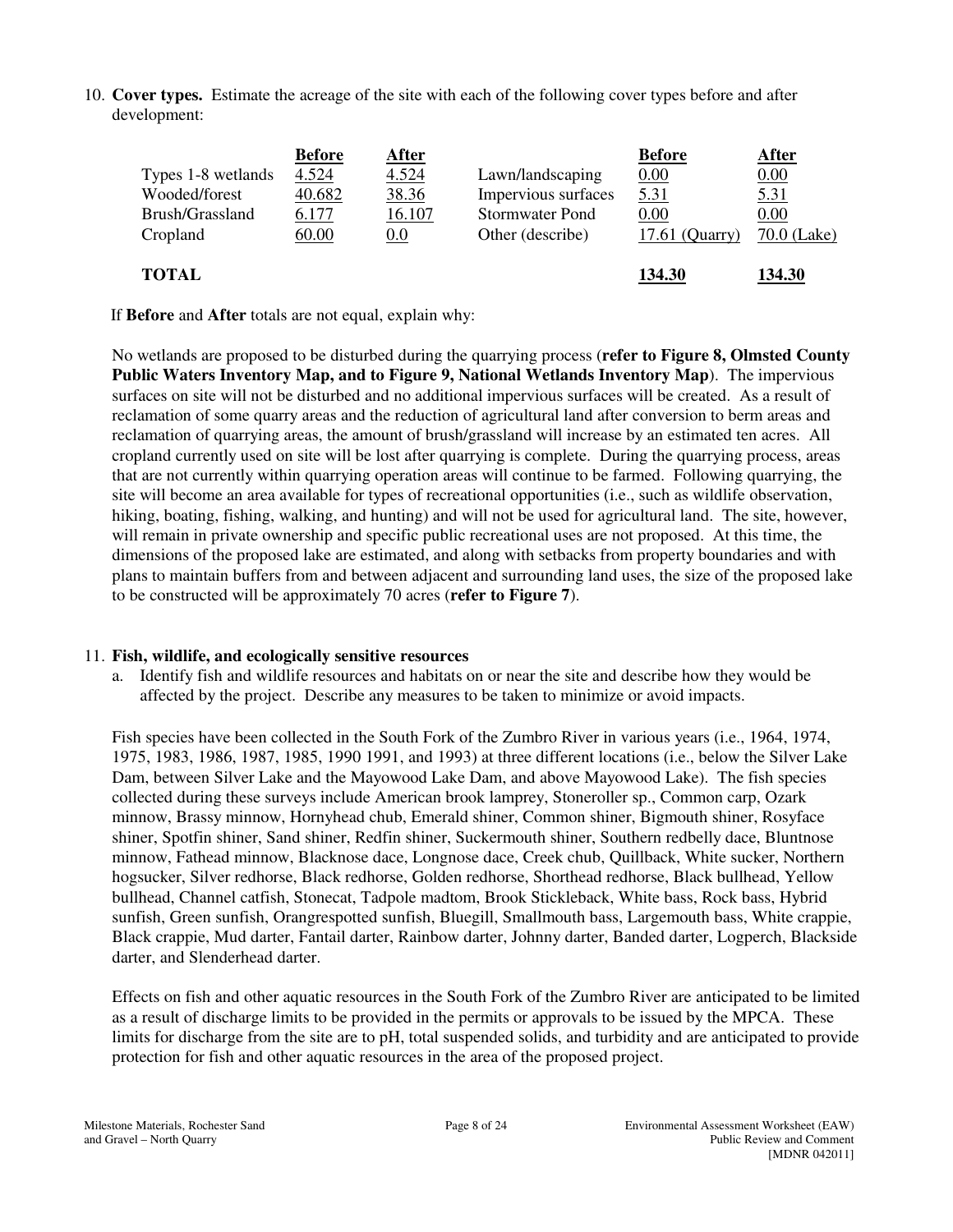10. **Cover types.** Estimate the acreage of the site with each of the following cover types before and after development:

| | Before | After | | Before | After |
|---|---|---|---|---|---|
| Types 1-8 wetlands | 4.524 | 4.524 | Lawn/landscaping | 0.00 | 0.00 |
| Wooded/forest | 40.682 | 38.36 | Impervious surfaces | 5.31 | 5.31 |
| Brush/Grassland | 6.177 | 16.107 | Stormwater Pond | 0.00 | 0.00 |
| Cropland | 60.00 | 0.0 | Other (describe) | 17.61 (Quarry) | 70.0 (Lake) |
| **TOTAL** | | | | **134.30** | **134.30** |

If **Before** and **After** totals are not equal, explain why:

No wetlands are proposed to be disturbed during the quarrying process (**refer to Figure 8, Olmsted County Public Waters Inventory Map, and to Figure 9, National Wetlands Inventory Map**). The impervious surfaces on site will not be disturbed and no additional impervious surfaces will be created. As a result of reclamation of some quarry areas and the reduction of agricultural land after conversion to berm areas and reclamation of quarrying areas, the amount of brush/grassland will increase by an estimated ten acres. All cropland currently used on site will be lost after quarrying is complete. During the quarrying process, areas that are not currently within quarrying operation areas will continue to be farmed. Following quarrying, the site will become an area available for types of recreational opportunities (i.e., such as wildlife observation, hiking, boating, fishing, walking, and hunting) and will not be used for agricultural land. The site, however, will remain in private ownership and specific public recreational uses are not proposed. At this time, the dimensions of the proposed lake are estimated, and along with setbacks from property boundaries and with plans to maintain buffers from and between adjacent and surrounding land uses, the size of the proposed lake to be constructed will be approximately 70 acres (**refer to Figure 7**).

11. **Fish, wildlife, and ecologically sensitive resources**
   a. Identify fish and wildlife resources and habitats on or near the site and describe how they would be affected by the project. Describe any measures to be taken to minimize or avoid impacts.

Fish species have been collected in the South Fork of the Zumbro River in various years (i.e., 1964, 1974, 1975, 1983, 1986, 1987, 1985, 1990 1991, and 1993) at three different locations (i.e., below the Silver Lake Dam, between Silver Lake and the Mayowood Lake Dam, and above Mayowood Lake). The fish species collected during these surveys include American brook lamprey, Stoneroller sp., Common carp, Ozark minnow, Brassy minnow, Hornyhead chub, Emerald shiner, Common shiner, Bigmouth shiner, Rosyface shiner, Spotfin shiner, Sand shiner, Redfin shiner, Suckermouth shiner, Southern redbelly dace, Bluntnose minnow, Fathead minnow, Blacknose dace, Longnose dace, Creek chub, Quillback, White sucker, Northern hogsucker, Silver redhorse, Black redhorse, Golden redhorse, Shorthead redhorse, Black bullhead, Yellow bullhead, Channel catfish, Stonecat, Tadpole madtom, Brook Stickleback, White bass, Rock bass, Hybrid sunfish, Green sunfish, Orangespotted sunfish, Bluegill, Smallmouth bass, Largemouth bass, White crappie, Black crappie, Mud darter, Fantail darter, Rainbow darter, Johnny darter, Banded darter, Logperch, Blackside darter, and Slenderhead darter.

Effects on fish and other aquatic resources in the South Fork of the Zumbro River are anticipated to be limited as a result of discharge limits to be provided in the permits or approvals to be issued by the MPCA. These limits for discharge from the site are to pH, total suspended solids, and turbidity and are anticipated to provide protection for fish and other aquatic resources in the area of the proposed project.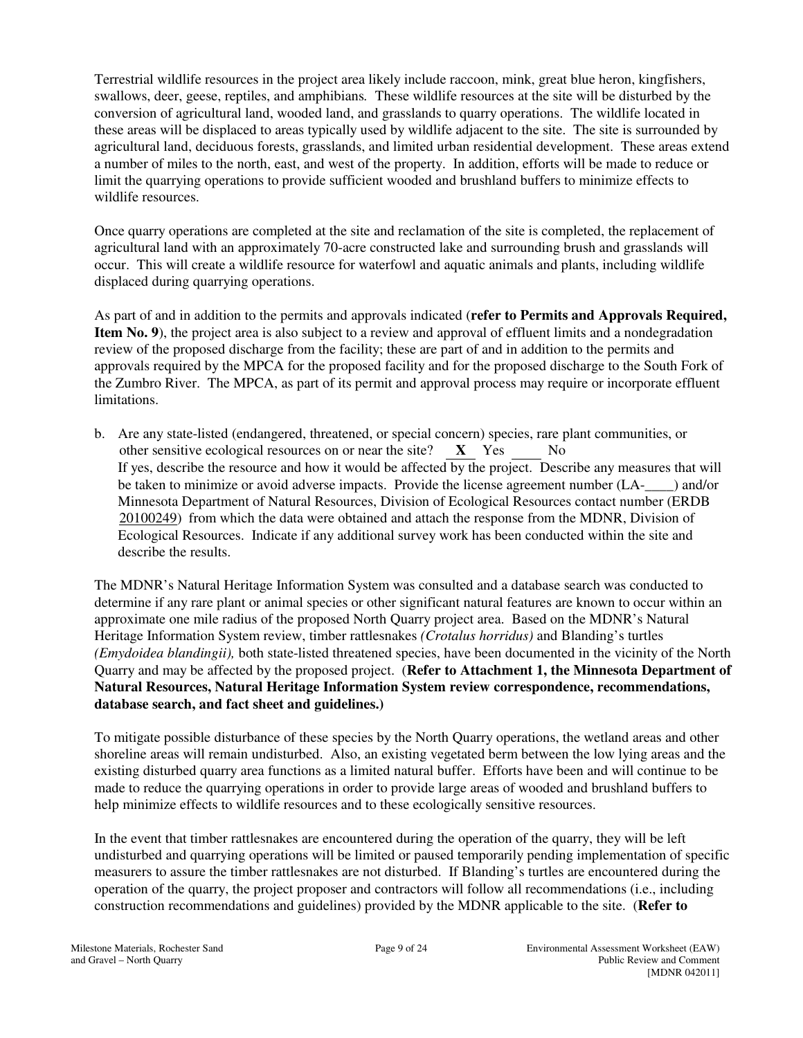Terrestrial wildlife resources in the project area likely include raccoon, mink, great blue heron, kingfishers, swallows, deer, geese, reptiles, and amphibians. These wildlife resources at the site will be disturbed by the conversion of agricultural land, wooded land, and grasslands to quarry operations. The wildlife located in these areas will be displaced to areas typically used by wildlife adjacent to the site. The site is surrounded by agricultural land, deciduous forests, grasslands, and limited urban residential development. These areas extend a number of miles to the north, east, and west of the property. In addition, efforts will be made to reduce or limit the quarrying operations to provide sufficient wooded and brushland buffers to minimize effects to wildlife resources.

Once quarry operations are completed at the site and reclamation of the site is completed, the replacement of agricultural land with an approximately 70-acre constructed lake and surrounding brush and grasslands will occur. This will create a wildlife resource for waterfowl and aquatic animals and plants, including wildlife displaced during quarrying operations.

As part of and in addition to the permits and approvals indicated (**refer to Permits and Approvals Required, Item No. 9**), the project area is also subject to a review and approval of effluent limits and a nondegradation review of the proposed discharge from the facility; these are part of and in addition to the permits and approvals required by the MPCA for the proposed facility and for the proposed discharge to the South Fork of the Zumbro River. The MPCA, as part of its permit and approval process may require or incorporate effluent limitations.

b. Are any state-listed (endangered, threatened, or special concern) species, rare plant communities, or other sensitive ecological resources on or near the site? __X__ Yes _____ No
If yes, describe the resource and how it would be affected by the project. Describe any measures that will be taken to minimize or avoid adverse impacts. Provide the license agreement number (LA-____) and/or Minnesota Department of Natural Resources, Division of Ecological Resources contact number (ERDB 20100249) from which the data were obtained and attach the response from the MDNR, Division of Ecological Resources. Indicate if any additional survey work has been conducted within the site and describe the results.

The MDNR's Natural Heritage Information System was consulted and a database search was conducted to determine if any rare plant or animal species or other significant natural features are known to occur within an approximate one mile radius of the proposed North Quarry project area. Based on the MDNR's Natural Heritage Information System review, timber rattlesnakes *(Crotalus horridus)* and Blanding's turtles *(Emydoidea blandingii),* both state-listed threatened species, have been documented in the vicinity of the North Quarry and may be affected by the proposed project. (**Refer to Attachment 1, the Minnesota Department of Natural Resources, Natural Heritage Information System review correspondence, recommendations, database search, and fact sheet and guidelines.**)

To mitigate possible disturbance of these species by the North Quarry operations, the wetland areas and other shoreline areas will remain undisturbed. Also, an existing vegetated berm between the low lying areas and the existing disturbed quarry area functions as a limited natural buffer. Efforts have been and will continue to be made to reduce the quarrying operations in order to provide large areas of wooded and brushland buffers to help minimize effects to wildlife resources and to these ecologically sensitive resources.

In the event that timber rattlesnakes are encountered during the operation of the quarry, they will be left undisturbed and quarrying operations will be limited or paused temporarily pending implementation of specific measurers to assure the timber rattlesnakes are not disturbed. If Blanding's turtles are encountered during the operation of the quarry, the project proposer and contractors will follow all recommendations (i.e., including construction recommendations and guidelines) provided by the MDNR applicable to the site. (**Refer to**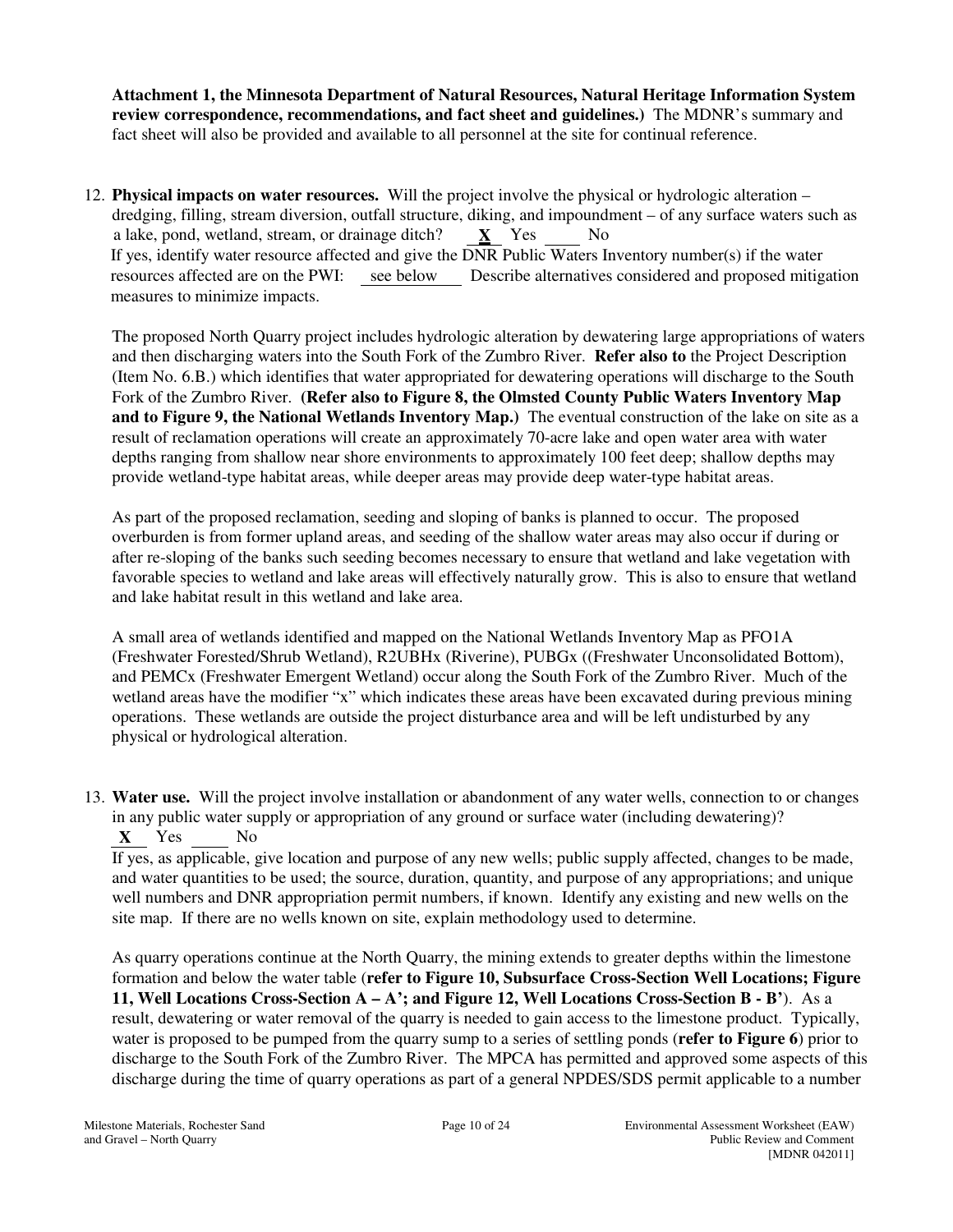**Attachment 1, the Minnesota Department of Natural Resources, Natural Heritage Information System review correspondence, recommendations, and fact sheet and guidelines.)** The MDNR's summary and fact sheet will also be provided and available to all personnel at the site for continual reference.

12. **Physical impacts on water resources.** Will the project involve the physical or hydrologic alteration – dredging, filling, stream diversion, outfall structure, diking, and impoundment – of any surface waters such as a lake, pond, wetland, stream, or drainage ditch? __**X**__ Yes ____ No
 If yes, identify water resource affected and give the DNR Public Waters Inventory number(s) if the water resources affected are on the PWI: see below Describe alternatives considered and proposed mitigation measures to minimize impacts.

 The proposed North Quarry project includes hydrologic alteration by dewatering large appropriations of waters and then discharging waters into the South Fork of the Zumbro River. **Refer also to** the Project Description (Item No. 6.B.) which identifies that water appropriated for dewatering operations will discharge to the South Fork of the Zumbro River. **(Refer also to Figure 8, the Olmsted County Public Waters Inventory Map and to Figure 9, the National Wetlands Inventory Map.)** The eventual construction of the lake on site as a result of reclamation operations will create an approximately 70-acre lake and open water area with water depths ranging from shallow near shore environments to approximately 100 feet deep; shallow depths may provide wetland-type habitat areas, while deeper areas may provide deep water-type habitat areas.

 As part of the proposed reclamation, seeding and sloping of banks is planned to occur. The proposed overburden is from former upland areas, and seeding of the shallow water areas may also occur if during or after re-sloping of the banks such seeding becomes necessary to ensure that wetland and lake vegetation with favorable species to wetland and lake areas will effectively naturally grow. This is also to ensure that wetland and lake habitat result in this wetland and lake area.

 A small area of wetlands identified and mapped on the National Wetlands Inventory Map as PFO1A (Freshwater Forested/Shrub Wetland), R2UBHx (Riverine), PUBGx ((Freshwater Unconsolidated Bottom), and PEMCx (Freshwater Emergent Wetland) occur along the South Fork of the Zumbro River. Much of the wetland areas have the modifier "x" which indicates these areas have been excavated during previous mining operations. These wetlands are outside the project disturbance area and will be left undisturbed by any physical or hydrological alteration.

13. **Water use.** Will the project involve installation or abandonment of any water wells, connection to or changes in any public water supply or appropriation of any ground or surface water (including dewatering)?
 __**X**__ Yes ____ No
 If yes, as applicable, give location and purpose of any new wells; public supply affected, changes to be made, and water quantities to be used; the source, duration, quantity, and purpose of any appropriations; and unique well numbers and DNR appropriation permit numbers, if known. Identify any existing and new wells on the site map. If there are no wells known on site, explain methodology used to determine.

 As quarry operations continue at the North Quarry, the mining extends to greater depths within the limestone formation and below the water table (**refer to Figure 10, Subsurface Cross-Section Well Locations; Figure 11, Well Locations Cross-Section A – A'; and Figure 12, Well Locations Cross-Section B - B'**). As a result, dewatering or water removal of the quarry is needed to gain access to the limestone product. Typically, water is proposed to be pumped from the quarry sump to a series of settling ponds (**refer to Figure 6**) prior to discharge to the South Fork of the Zumbro River. The MPCA has permitted and approved some aspects of this discharge during the time of quarry operations as part of a general NPDES/SDS permit applicable to a number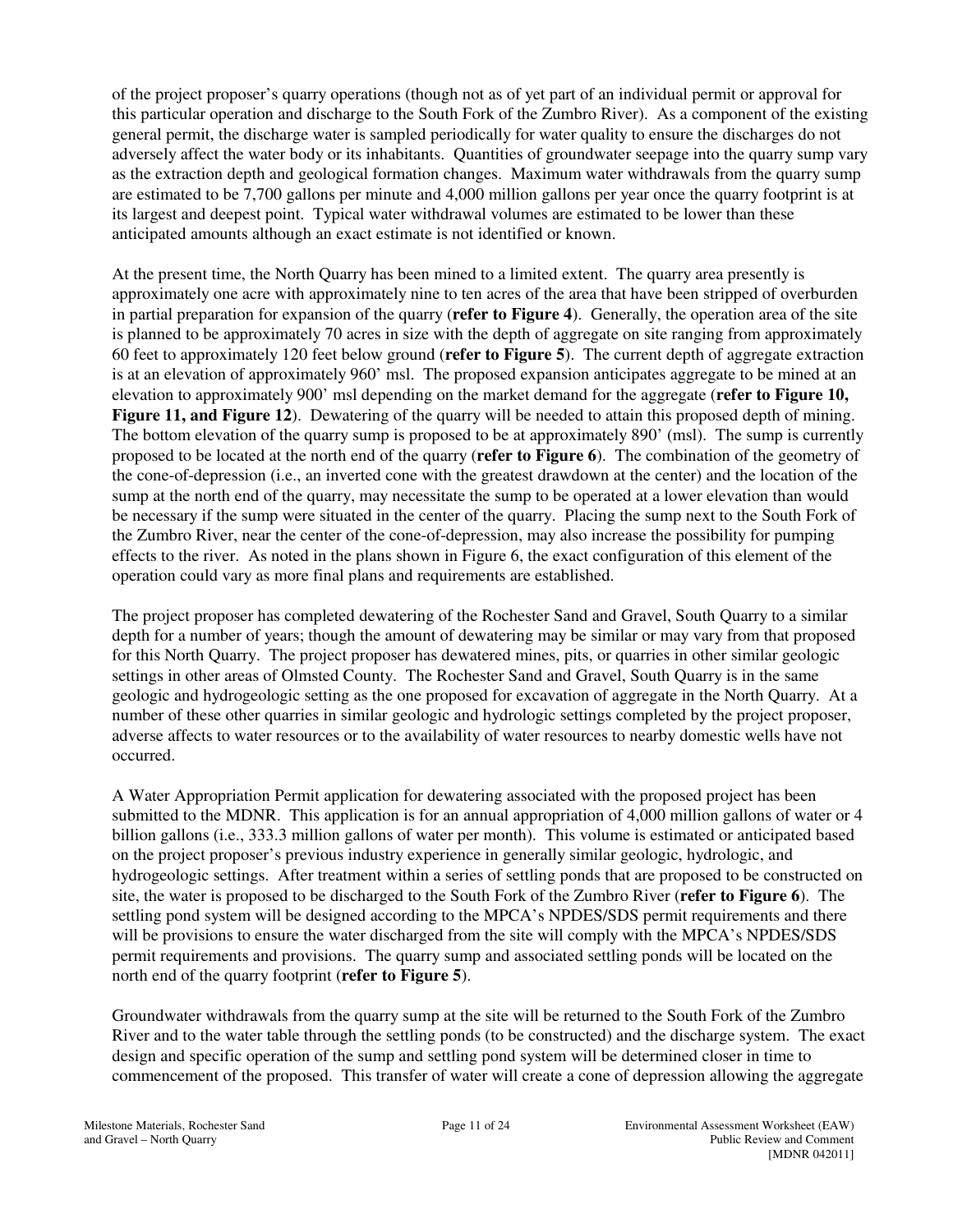of the project proposer's quarry operations (though not as of yet part of an individual permit or approval for this particular operation and discharge to the South Fork of the Zumbro River). As a component of the existing general permit, the discharge water is sampled periodically for water quality to ensure the discharges do not adversely affect the water body or its inhabitants. Quantities of groundwater seepage into the quarry sump vary as the extraction depth and geological formation changes. Maximum water withdrawals from the quarry sump are estimated to be 7,700 gallons per minute and 4,000 million gallons per year once the quarry footprint is at its largest and deepest point. Typical water withdrawal volumes are estimated to be lower than these anticipated amounts although an exact estimate is not identified or known.

At the present time, the North Quarry has been mined to a limited extent. The quarry area presently is approximately one acre with approximately nine to ten acres of the area that have been stripped of overburden in partial preparation for expansion of the quarry (**refer to Figure 4**). Generally, the operation area of the site is planned to be approximately 70 acres in size with the depth of aggregate on site ranging from approximately 60 feet to approximately 120 feet below ground (**refer to Figure 5**). The current depth of aggregate extraction is at an elevation of approximately 960' msl. The proposed expansion anticipates aggregate to be mined at an elevation to approximately 900' msl depending on the market demand for the aggregate (**refer to Figure 10, Figure 11, and Figure 12**). Dewatering of the quarry will be needed to attain this proposed depth of mining. The bottom elevation of the quarry sump is proposed to be at approximately 890' (msl). The sump is currently proposed to be located at the north end of the quarry (**refer to Figure 6**). The combination of the geometry of the cone-of-depression (i.e., an inverted cone with the greatest drawdown at the center) and the location of the sump at the north end of the quarry, may necessitate the sump to be operated at a lower elevation than would be necessary if the sump were situated in the center of the quarry. Placing the sump next to the South Fork of the Zumbro River, near the center of the cone-of-depression, may also increase the possibility for pumping effects to the river. As noted in the plans shown in Figure 6, the exact configuration of this element of the operation could vary as more final plans and requirements are established.

The project proposer has completed dewatering of the Rochester Sand and Gravel, South Quarry to a similar depth for a number of years; though the amount of dewatering may be similar or may vary from that proposed for this North Quarry. The project proposer has dewatered mines, pits, or quarries in other similar geologic settings in other areas of Olmsted County. The Rochester Sand and Gravel, South Quarry is in the same geologic and hydrogeologic setting as the one proposed for excavation of aggregate in the North Quarry. At a number of these other quarries in similar geologic and hydrologic settings completed by the project proposer, adverse affects to water resources or to the availability of water resources to nearby domestic wells have not occurred.

A Water Appropriation Permit application for dewatering associated with the proposed project has been submitted to the MDNR. This application is for an annual appropriation of 4,000 million gallons of water or 4 billion gallons (i.e., 333.3 million gallons of water per month). This volume is estimated or anticipated based on the project proposer's previous industry experience in generally similar geologic, hydrologic, and hydrogeologic settings. After treatment within a series of settling ponds that are proposed to be constructed on site, the water is proposed to be discharged to the South Fork of the Zumbro River (**refer to Figure 6**). The settling pond system will be designed according to the MPCA's NPDES/SDS permit requirements and there will be provisions to ensure the water discharged from the site will comply with the MPCA's NPDES/SDS permit requirements and provisions. The quarry sump and associated settling ponds will be located on the north end of the quarry footprint (**refer to Figure 5**).

Groundwater withdrawals from the quarry sump at the site will be returned to the South Fork of the Zumbro River and to the water table through the settling ponds (to be constructed) and the discharge system. The exact design and specific operation of the sump and settling pond system will be determined closer in time to commencement of the proposed. This transfer of water will create a cone of depression allowing the aggregate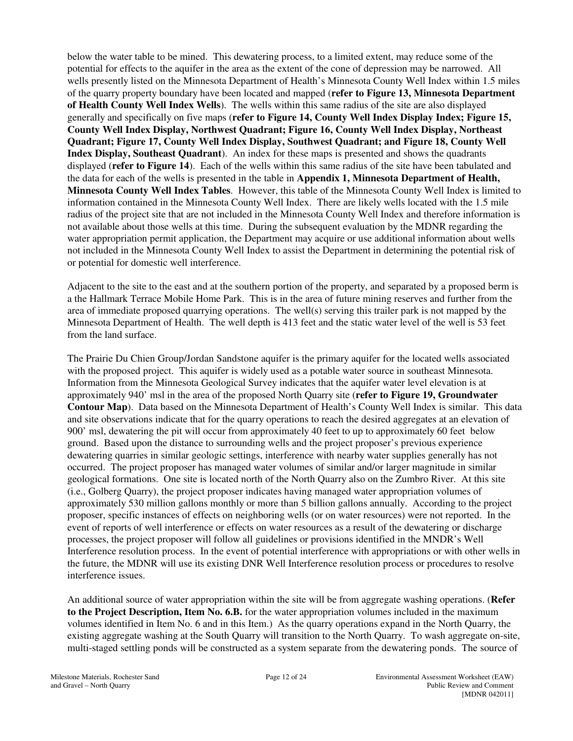below the water table to be mined. This dewatering process, to a limited extent, may reduce some of the potential for effects to the aquifer in the area as the extent of the cone of depression may be narrowed. All wells presently listed on the Minnesota Department of Health's Minnesota County Well Index within 1.5 miles of the quarry property boundary have been located and mapped (**refer to Figure 13, Minnesota Department of Health County Well Index Wells**). The wells within this same radius of the site are also displayed generally and specifically on five maps (**refer to Figure 14, County Well Index Display Index; Figure 15, County Well Index Display, Northwest Quadrant; Figure 16, County Well Index Display, Northeast Quadrant; Figure 17, County Well Index Display, Southwest Quadrant; and Figure 18, County Well Index Display, Southeast Quadrant**). An index for these maps is presented and shows the quadrants displayed (**refer to Figure 14**). Each of the wells within this same radius of the site have been tabulated and the data for each of the wells is presented in the table in **Appendix 1, Minnesota Department of Health, Minnesota County Well Index Tables**. However, this table of the Minnesota County Well Index is limited to information contained in the Minnesota County Well Index. There are likely wells located with the 1.5 mile radius of the project site that are not included in the Minnesota County Well Index and therefore information is not available about those wells at this time. During the subsequent evaluation by the MDNR regarding the water appropriation permit application, the Department may acquire or use additional information about wells not included in the Minnesota County Well Index to assist the Department in determining the potential risk of or potential for domestic well interference.

Adjacent to the site to the east and at the southern portion of the property, and separated by a proposed berm is a the Hallmark Terrace Mobile Home Park. This is in the area of future mining reserves and further from the area of immediate proposed quarrying operations. The well(s) serving this trailer park is not mapped by the Minnesota Department of Health. The well depth is 413 feet and the static water level of the well is 53 feet from the land surface.

The Prairie Du Chien Group/Jordan Sandstone aquifer is the primary aquifer for the located wells associated with the proposed project. This aquifer is widely used as a potable water source in southeast Minnesota. Information from the Minnesota Geological Survey indicates that the aquifer water level elevation is at approximately 940' msl in the area of the proposed North Quarry site (**refer to Figure 19, Groundwater Contour Map**). Data based on the Minnesota Department of Health's County Well Index is similar. This data and site observations indicate that for the quarry operations to reach the desired aggregates at an elevation of 900' msl, dewatering the pit will occur from approximately 40 feet to up to approximately 60 feet below ground. Based upon the distance to surrounding wells and the project proposer's previous experience dewatering quarries in similar geologic settings, interference with nearby water supplies generally has not occurred. The project proposer has managed water volumes of similar and/or larger magnitude in similar geological formations. One site is located north of the North Quarry also on the Zumbro River. At this site (i.e., Golberg Quarry), the project proposer indicates having managed water appropriation volumes of approximately 530 million gallons monthly or more than 5 billion gallons annually. According to the project proposer, specific instances of effects on neighboring wells (or on water resources) were not reported. In the event of reports of well interference or effects on water resources as a result of the dewatering or discharge processes, the project proposer will follow all guidelines or provisions identified in the MNDR's Well Interference resolution process. In the event of potential interference with appropriations or with other wells in the future, the MDNR will use its existing DNR Well Interference resolution process or procedures to resolve interference issues.

An additional source of water appropriation within the site will be from aggregate washing operations. (**Refer to the Project Description, Item No. 6.B.** for the water appropriation volumes included in the maximum volumes identified in Item No. 6 and in this Item.) As the quarry operations expand in the North Quarry, the existing aggregate washing at the South Quarry will transition to the North Quarry. To wash aggregate on-site, multi-staged settling ponds will be constructed as a system separate from the dewatering ponds. The source of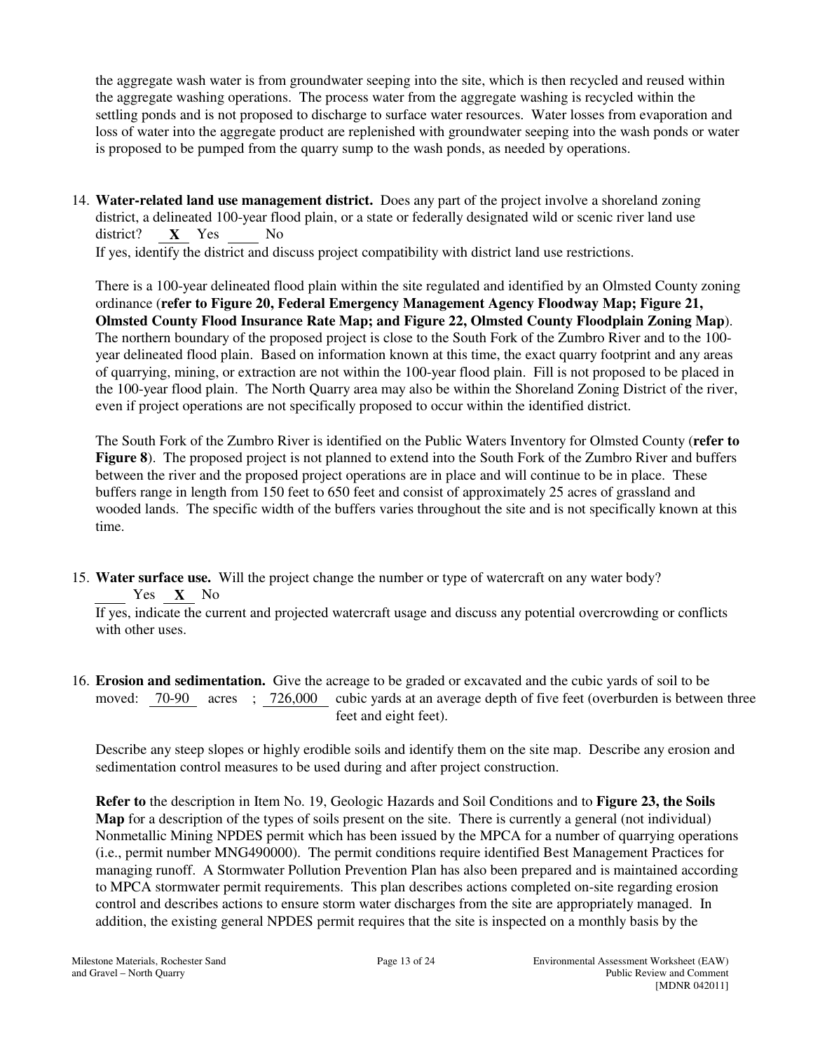the aggregate wash water is from groundwater seeping into the site, which is then recycled and reused within the aggregate washing operations. The process water from the aggregate washing is recycled within the settling ponds and is not proposed to discharge to surface water resources. Water losses from evaporation and loss of water into the aggregate product are replenished with groundwater seeping into the wash ponds or water is proposed to be pumped from the quarry sump to the wash ponds, as needed by operations.

14. **Water-related land use management district.** Does any part of the project involve a shoreland zoning district, a delineated 100-year flood plain, or a state or federally designated wild or scenic river land use district? __**X**__ Yes ____ No

    If yes, identify the district and discuss project compatibility with district land use restrictions.

    There is a 100-year delineated flood plain within the site regulated and identified by an Olmsted County zoning ordinance (**refer to Figure 20, Federal Emergency Management Agency Floodway Map; Figure 21, Olmsted County Flood Insurance Rate Map; and Figure 22, Olmsted County Floodplain Zoning Map**). The northern boundary of the proposed project is close to the South Fork of the Zumbro River and to the 100-year delineated flood plain. Based on information known at this time, the exact quarry footprint and any areas of quarrying, mining, or extraction are not within the 100-year flood plain. Fill is not proposed to be placed in the 100-year flood plain. The North Quarry area may also be within the Shoreland Zoning District of the river, even if project operations are not specifically proposed to occur within the identified district.

    The South Fork of the Zumbro River is identified on the Public Waters Inventory for Olmsted County (**refer to Figure 8**). The proposed project is not planned to extend into the South Fork of the Zumbro River and buffers between the river and the proposed project operations are in place and will continue to be in place. These buffers range in length from 150 feet to 650 feet and consist of approximately 25 acres of grassland and wooded lands. The specific width of the buffers varies throughout the site and is not specifically known at this time.

15. **Water surface use.** Will the project change the number or type of watercraft on any water body? ____ Yes __**X**__ No

    If yes, indicate the current and projected watercraft usage and discuss any potential overcrowding or conflicts with other uses.

16. **Erosion and sedimentation.** Give the acreage to be graded or excavated and the cubic yards of soil to be moved: __70-90__ acres ; __726,000__ cubic yards at an average depth of five feet (overburden is between three feet and eight feet).

    Describe any steep slopes or highly erodible soils and identify them on the site map. Describe any erosion and sedimentation control measures to be used during and after project construction.

    **Refer to** the description in Item No. 19, Geologic Hazards and Soil Conditions and to **Figure 23, the Soils Map** for a description of the types of soils present on the site. There is currently a general (not individual) Nonmetallic Mining NPDES permit which has been issued by the MPCA for a number of quarrying operations (i.e., permit number MNG490000). The permit conditions require identified Best Management Practices for managing runoff. A Stormwater Pollution Prevention Plan has also been prepared and is maintained according to MPCA stormwater permit requirements. This plan describes actions completed on-site regarding erosion control and describes actions to ensure storm water discharges from the site are appropriately managed. In addition, the existing general NPDES permit requires that the site is inspected on a monthly basis by the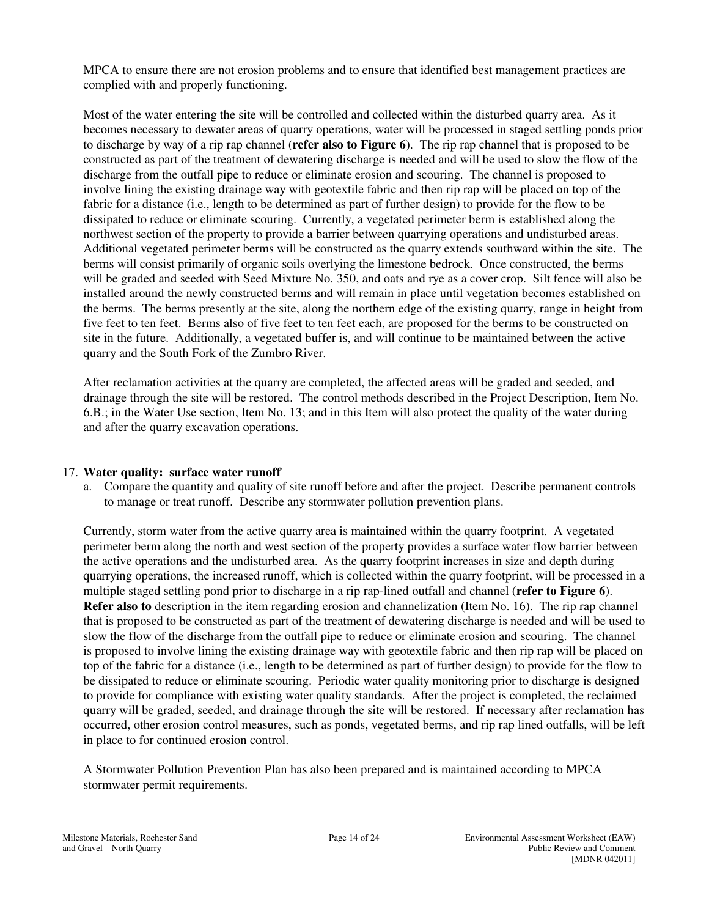MPCA to ensure there are not erosion problems and to ensure that identified best management practices are complied with and properly functioning.

Most of the water entering the site will be controlled and collected within the disturbed quarry area. As it becomes necessary to dewater areas of quarry operations, water will be processed in staged settling ponds prior to discharge by way of a rip rap channel (**refer also to Figure 6**). The rip rap channel that is proposed to be constructed as part of the treatment of dewatering discharge is needed and will be used to slow the flow of the discharge from the outfall pipe to reduce or eliminate erosion and scouring. The channel is proposed to involve lining the existing drainage way with geotextile fabric and then rip rap will be placed on top of the fabric for a distance (i.e., length to be determined as part of further design) to provide for the flow to be dissipated to reduce or eliminate scouring. Currently, a vegetated perimeter berm is established along the northwest section of the property to provide a barrier between quarrying operations and undisturbed areas. Additional vegetated perimeter berms will be constructed as the quarry extends southward within the site. The berms will consist primarily of organic soils overlying the limestone bedrock. Once constructed, the berms will be graded and seeded with Seed Mixture No. 350, and oats and rye as a cover crop. Silt fence will also be installed around the newly constructed berms and will remain in place until vegetation becomes established on the berms. The berms presently at the site, along the northern edge of the existing quarry, range in height from five feet to ten feet. Berms also of five feet to ten feet each, are proposed for the berms to be constructed on site in the future. Additionally, a vegetated buffer is, and will continue to be maintained between the active quarry and the South Fork of the Zumbro River.

After reclamation activities at the quarry are completed, the affected areas will be graded and seeded, and drainage through the site will be restored. The control methods described in the Project Description, Item No. 6.B.; in the Water Use section, Item No. 13; and in this Item will also protect the quality of the water during and after the quarry excavation operations.

17. **Water quality: surface water runoff**
    a. Compare the quantity and quality of site runoff before and after the project. Describe permanent controls to manage or treat runoff. Describe any stormwater pollution prevention plans.

Currently, storm water from the active quarry area is maintained within the quarry footprint. A vegetated perimeter berm along the north and west section of the property provides a surface water flow barrier between the active operations and the undisturbed area. As the quarry footprint increases in size and depth during quarrying operations, the increased runoff, which is collected within the quarry footprint, will be processed in a multiple staged settling pond prior to discharge in a rip rap-lined outfall and channel (**refer to Figure 6**). **Refer also to** description in the item regarding erosion and channelization (Item No. 16). The rip rap channel that is proposed to be constructed as part of the treatment of dewatering discharge is needed and will be used to slow the flow of the discharge from the outfall pipe to reduce or eliminate erosion and scouring. The channel is proposed to involve lining the existing drainage way with geotextile fabric and then rip rap will be placed on top of the fabric for a distance (i.e., length to be determined as part of further design) to provide for the flow to be dissipated to reduce or eliminate scouring. Periodic water quality monitoring prior to discharge is designed to provide for compliance with existing water quality standards. After the project is completed, the reclaimed quarry will be graded, seeded, and drainage through the site will be restored. If necessary after reclamation has occurred, other erosion control measures, such as ponds, vegetated berms, and rip rap lined outfalls, will be left in place to for continued erosion control.

A Stormwater Pollution Prevention Plan has also been prepared and is maintained according to MPCA stormwater permit requirements.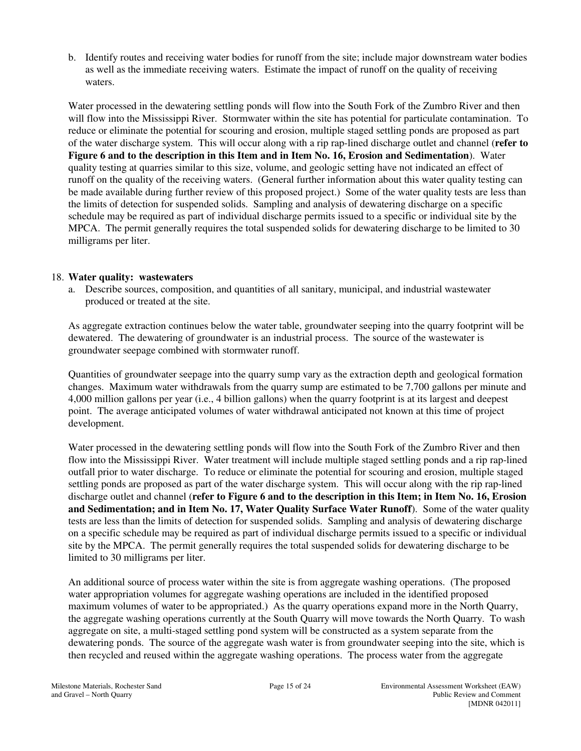b. Identify routes and receiving water bodies for runoff from the site; include major downstream water bodies as well as the immediate receiving waters. Estimate the impact of runoff on the quality of receiving waters.

Water processed in the dewatering settling ponds will flow into the South Fork of the Zumbro River and then will flow into the Mississippi River. Stormwater within the site has potential for particulate contamination. To reduce or eliminate the potential for scouring and erosion, multiple staged settling ponds are proposed as part of the water discharge system. This will occur along with a rip rap-lined discharge outlet and channel (**refer to Figure 6 and to the description in this Item and in Item No. 16, Erosion and Sedimentation**). Water quality testing at quarries similar to this size, volume, and geologic setting have not indicated an effect of runoff on the quality of the receiving waters. (General further information about this water quality testing can be made available during further review of this proposed project.) Some of the water quality tests are less than the limits of detection for suspended solids. Sampling and analysis of dewatering discharge on a specific schedule may be required as part of individual discharge permits issued to a specific or individual site by the MPCA. The permit generally requires the total suspended solids for dewatering discharge to be limited to 30 milligrams per liter.

18. **Water quality: wastewaters**

a. Describe sources, composition, and quantities of all sanitary, municipal, and industrial wastewater produced or treated at the site.

As aggregate extraction continues below the water table, groundwater seeping into the quarry footprint will be dewatered. The dewatering of groundwater is an industrial process. The source of the wastewater is groundwater seepage combined with stormwater runoff.

Quantities of groundwater seepage into the quarry sump vary as the extraction depth and geological formation changes. Maximum water withdrawals from the quarry sump are estimated to be 7,700 gallons per minute and 4,000 million gallons per year (i.e., 4 billion gallons) when the quarry footprint is at its largest and deepest point. The average anticipated volumes of water withdrawal anticipated not known at this time of project development.

Water processed in the dewatering settling ponds will flow into the South Fork of the Zumbro River and then flow into the Mississippi River. Water treatment will include multiple staged settling ponds and a rip rap-lined outfall prior to water discharge. To reduce or eliminate the potential for scouring and erosion, multiple staged settling ponds are proposed as part of the water discharge system. This will occur along with the rip rap-lined discharge outlet and channel (**refer to Figure 6 and to the description in this Item; in Item No. 16, Erosion and Sedimentation; and in Item No. 17, Water Quality Surface Water Runoff**). Some of the water quality tests are less than the limits of detection for suspended solids. Sampling and analysis of dewatering discharge on a specific schedule may be required as part of individual discharge permits issued to a specific or individual site by the MPCA. The permit generally requires the total suspended solids for dewatering discharge to be limited to 30 milligrams per liter.

An additional source of process water within the site is from aggregate washing operations. (The proposed water appropriation volumes for aggregate washing operations are included in the identified proposed maximum volumes of water to be appropriated.) As the quarry operations expand more in the North Quarry, the aggregate washing operations currently at the South Quarry will move towards the North Quarry. To wash aggregate on site, a multi-staged settling pond system will be constructed as a system separate from the dewatering ponds. The source of the aggregate wash water is from groundwater seeping into the site, which is then recycled and reused within the aggregate washing operations. The process water from the aggregate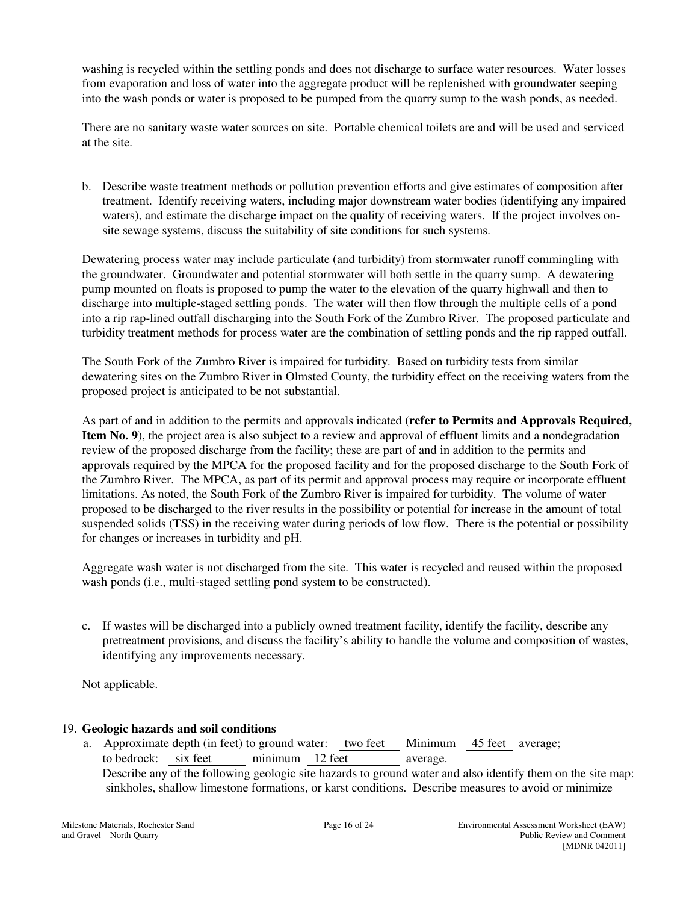washing is recycled within the settling ponds and does not discharge to surface water resources. Water losses from evaporation and loss of water into the aggregate product will be replenished with groundwater seeping into the wash ponds or water is proposed to be pumped from the quarry sump to the wash ponds, as needed.

There are no sanitary waste water sources on site. Portable chemical toilets are and will be used and serviced at the site.

b. Describe waste treatment methods or pollution prevention efforts and give estimates of composition after treatment. Identify receiving waters, including major downstream water bodies (identifying any impaired waters), and estimate the discharge impact on the quality of receiving waters. If the project involves on-site sewage systems, discuss the suitability of site conditions for such systems.

Dewatering process water may include particulate (and turbidity) from stormwater runoff commingling with the groundwater. Groundwater and potential stormwater will both settle in the quarry sump. A dewatering pump mounted on floats is proposed to pump the water to the elevation of the quarry highwall and then to discharge into multiple-staged settling ponds. The water will then flow through the multiple cells of a pond into a rip rap-lined outfall discharging into the South Fork of the Zumbro River. The proposed particulate and turbidity treatment methods for process water are the combination of settling ponds and the rip rapped outfall.

The South Fork of the Zumbro River is impaired for turbidity. Based on turbidity tests from similar dewatering sites on the Zumbro River in Olmsted County, the turbidity effect on the receiving waters from the proposed project is anticipated to be not substantial.

As part of and in addition to the permits and approvals indicated (**refer to Permits and Approvals Required, Item No. 9**), the project area is also subject to a review and approval of effluent limits and a nondegradation review of the proposed discharge from the facility; these are part of and in addition to the permits and approvals required by the MPCA for the proposed facility and for the proposed discharge to the South Fork of the Zumbro River. The MPCA, as part of its permit and approval process may require or incorporate effluent limitations. As noted, the South Fork of the Zumbro River is impaired for turbidity. The volume of water proposed to be discharged to the river results in the possibility or potential for increase in the amount of total suspended solids (TSS) in the receiving water during periods of low flow. There is the potential or possibility for changes or increases in turbidity and pH.

Aggregate wash water is not discharged from the site. This water is recycled and reused within the proposed wash ponds (i.e., multi-staged settling pond system to be constructed).

c. If wastes will be discharged into a publicly owned treatment facility, identify the facility, describe any pretreatment provisions, and discuss the facility's ability to handle the volume and composition of wastes, identifying any improvements necessary.

Not applicable.

19. **Geologic hazards and soil conditions**

a. Approximate depth (in feet) to ground water: two feet Minimum 45 feet average; to bedrock: six feet minimum 12 feet average.
Describe any of the following geologic site hazards to ground water and also identify them on the site map: sinkholes, shallow limestone formations, or karst conditions. Describe measures to avoid or minimize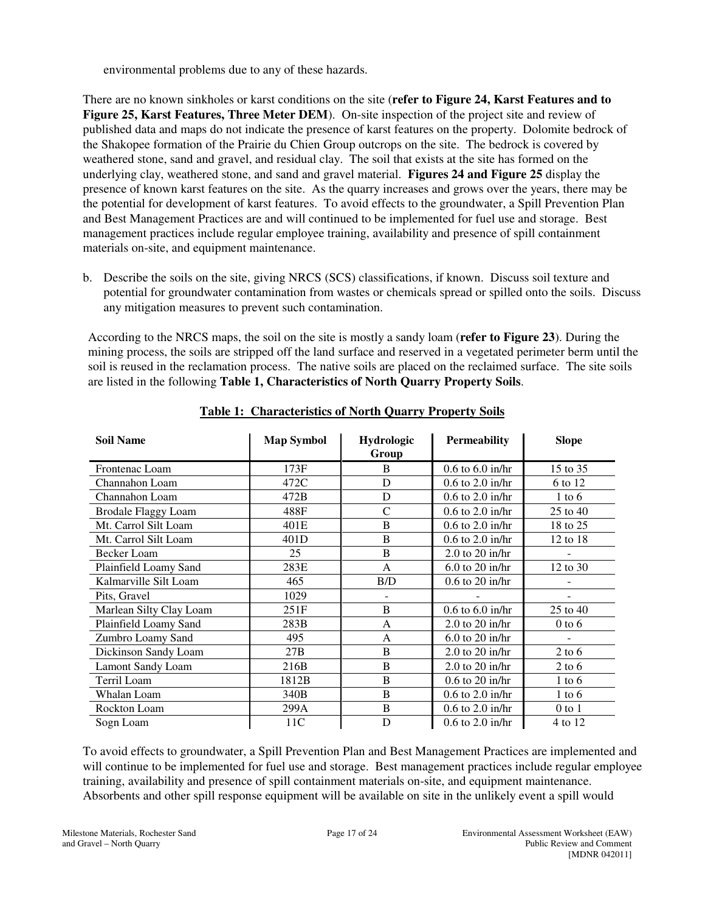environmental problems due to any of these hazards.

There are no known sinkholes or karst conditions on the site (**refer to Figure 24, Karst Features and to Figure 25, Karst Features, Three Meter DEM**). On-site inspection of the project site and review of published data and maps do not indicate the presence of karst features on the property. Dolomite bedrock of the Shakopee formation of the Prairie du Chien Group outcrops on the site. The bedrock is covered by weathered stone, sand and gravel, and residual clay. The soil that exists at the site has formed on the underlying clay, weathered stone, and sand and gravel material. **Figures 24 and Figure 25** display the presence of known karst features on the site. As the quarry increases and grows over the years, there may be the potential for development of karst features. To avoid effects to the groundwater, a Spill Prevention Plan and Best Management Practices are and will continued to be implemented for fuel use and storage. Best management practices include regular employee training, availability and presence of spill containment materials on-site, and equipment maintenance.

b. Describe the soils on the site, giving NRCS (SCS) classifications, if known. Discuss soil texture and potential for groundwater contamination from wastes or chemicals spread or spilled onto the soils. Discuss any mitigation measures to prevent such contamination.

According to the NRCS maps, the soil on the site is mostly a sandy loam (**refer to Figure 23**). During the mining process, the soils are stripped off the land surface and reserved in a vegetated perimeter berm until the soil is reused in the reclamation process. The native soils are placed on the reclaimed surface. The site soils are listed in the following **Table 1, Characteristics of North Quarry Property Soils**.

**Table 1: Characteristics of North Quarry Property Soils**

| Soil Name | Map Symbol | Hydrologic Group | Permeability | Slope |
|---|---|---|---|---|
| Frontenac Loam | 173F | B | 0.6 to 6.0 in/hr | 15 to 35 |
| Channahon Loam | 472C | D | 0.6 to 2.0 in/hr | 6 to 12 |
| Channahon Loam | 472B | D | 0.6 to 2.0 in/hr | 1 to 6 |
| Brodale Flaggy Loam | 488F | C | 0.6 to 2.0 in/hr | 25 to 40 |
| Mt. Carrol Silt Loam | 401E | B | 0.6 to 2.0 in/hr | 18 to 25 |
| Mt. Carrol Silt Loam | 401D | B | 0.6 to 2.0 in/hr | 12 to 18 |
| Becker Loam | 25 | B | 2.0 to 20 in/hr | - |
| Plainfield Loamy Sand | 283E | A | 6.0 to 20 in/hr | 12 to 30 |
| Kalmarville Silt Loam | 465 | B/D | 0.6 to 20 in/hr | - |
| Pits, Gravel | 1029 | - | - | - |
| Marlean Silty Clay Loam | 251F | B | 0.6 to 6.0 in/hr | 25 to 40 |
| Plainfield Loamy Sand | 283B | A | 2.0 to 20 in/hr | 0 to 6 |
| Zumbro Loamy Sand | 495 | A | 6.0 to 20 in/hr | - |
| Dickinson Sandy Loam | 27B | B | 2.0 to 20 in/hr | 2 to 6 |
| Lamont Sandy Loam | 216B | B | 2.0 to 20 in/hr | 2 to 6 |
| Terril Loam | 1812B | B | 0.6 to 20 in/hr | 1 to 6 |
| Whalan Loam | 340B | B | 0.6 to 2.0 in/hr | 1 to 6 |
| Rockton Loam | 299A | B | 0.6 to 2.0 in/hr | 0 to 1 |
| Sogn Loam | 11C | D | 0.6 to 2.0 in/hr | 4 to 12 |

To avoid effects to groundwater, a Spill Prevention Plan and Best Management Practices are implemented and will continue to be implemented for fuel use and storage. Best management practices include regular employee training, availability and presence of spill containment materials on-site, and equipment maintenance. Absorbents and other spill response equipment will be available on site in the unlikely event a spill would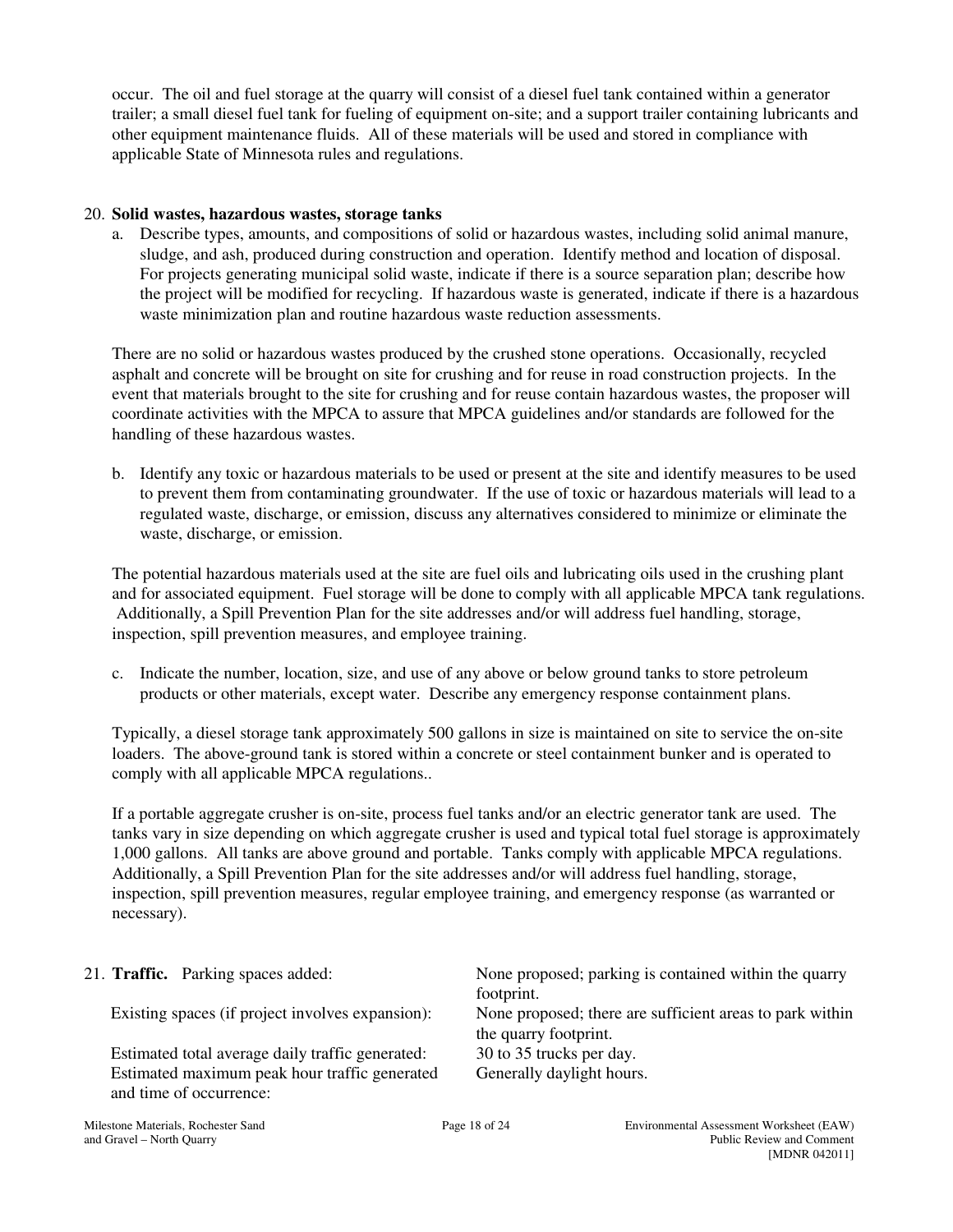occur. The oil and fuel storage at the quarry will consist of a diesel fuel tank contained within a generator trailer; a small diesel fuel tank for fueling of equipment on-site; and a support trailer containing lubricants and other equipment maintenance fluids. All of these materials will be used and stored in compliance with applicable State of Minnesota rules and regulations.

20. **Solid wastes, hazardous wastes, storage tanks**

a. Describe types, amounts, and compositions of solid or hazardous wastes, including solid animal manure, sludge, and ash, produced during construction and operation. Identify method and location of disposal. For projects generating municipal solid waste, indicate if there is a source separation plan; describe how the project will be modified for recycling. If hazardous waste is generated, indicate if there is a hazardous waste minimization plan and routine hazardous waste reduction assessments.

There are no solid or hazardous wastes produced by the crushed stone operations. Occasionally, recycled asphalt and concrete will be brought on site for crushing and for reuse in road construction projects. In the event that materials brought to the site for crushing and for reuse contain hazardous wastes, the proposer will coordinate activities with the MPCA to assure that MPCA guidelines and/or standards are followed for the handling of these hazardous wastes.

b. Identify any toxic or hazardous materials to be used or present at the site and identify measures to be used to prevent them from contaminating groundwater. If the use of toxic or hazardous materials will lead to a regulated waste, discharge, or emission, discuss any alternatives considered to minimize or eliminate the waste, discharge, or emission.

The potential hazardous materials used at the site are fuel oils and lubricating oils used in the crushing plant and for associated equipment. Fuel storage will be done to comply with all applicable MPCA tank regulations. Additionally, a Spill Prevention Plan for the site addresses and/or will address fuel handling, storage, inspection, spill prevention measures, and employee training.

c. Indicate the number, location, size, and use of any above or below ground tanks to store petroleum products or other materials, except water. Describe any emergency response containment plans.

Typically, a diesel storage tank approximately 500 gallons in size is maintained on site to service the on-site loaders. The above-ground tank is stored within a concrete or steel containment bunker and is operated to comply with all applicable MPCA regulations..

If a portable aggregate crusher is on-site, process fuel tanks and/or an electric generator tank are used. The tanks vary in size depending on which aggregate crusher is used and typical total fuel storage is approximately 1,000 gallons. All tanks are above ground and portable. Tanks comply with applicable MPCA regulations. Additionally, a Spill Prevention Plan for the site addresses and/or will address fuel handling, storage, inspection, spill prevention measures, regular employee training, and emergency response (as warranted or necessary).

21. **Traffic.**

| | |
|---|---|
| Parking spaces added: | None proposed; parking is contained within the quarry footprint. |
| Existing spaces (if project involves expansion): | None proposed; there are sufficient areas to park within the quarry footprint. |
| Estimated total average daily traffic generated: | 30 to 35 trucks per day. |
| Estimated maximum peak hour traffic generated and time of occurrence: | Generally daylight hours. |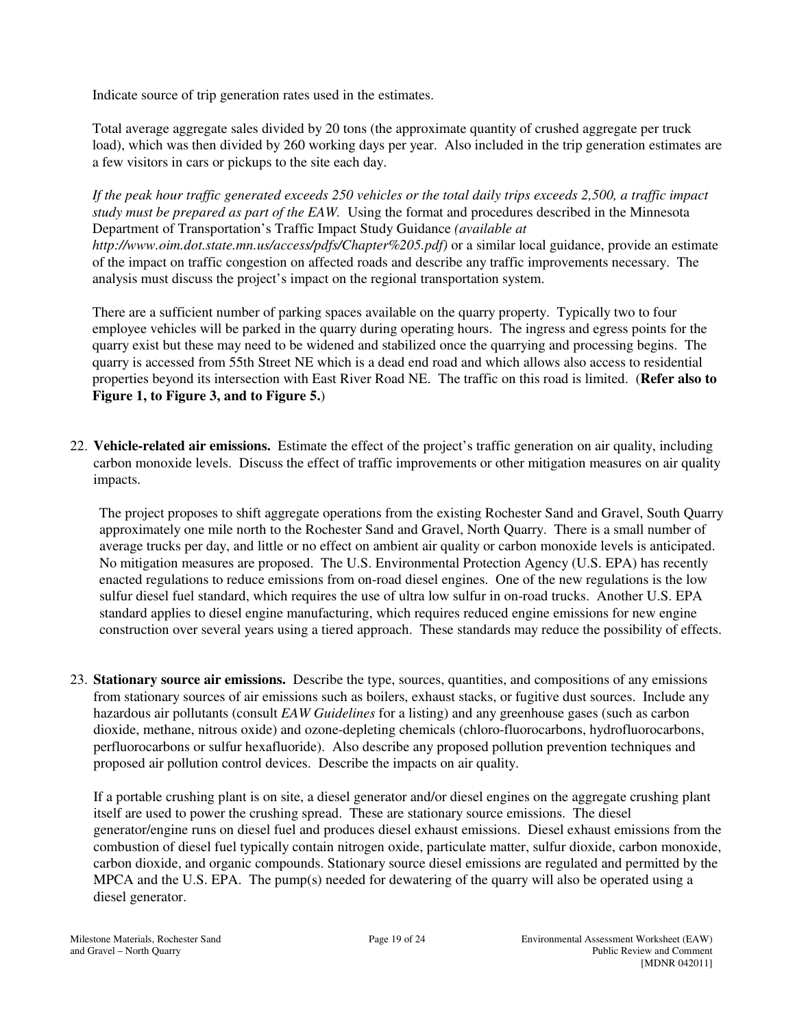Indicate source of trip generation rates used in the estimates.

Total average aggregate sales divided by 20 tons (the approximate quantity of crushed aggregate per truck load), which was then divided by 260 working days per year. Also included in the trip generation estimates are a few visitors in cars or pickups to the site each day.

*If the peak hour traffic generated exceeds 250 vehicles or the total daily trips exceeds 2,500, a traffic impact study must be prepared as part of the EAW.* Using the format and procedures described in the Minnesota Department of Transportation's Traffic Impact Study Guidance *(available at http://www.oim.dot.state.mn.us/access/pdfs/Chapter%205.pdf)* or a similar local guidance, provide an estimate of the impact on traffic congestion on affected roads and describe any traffic improvements necessary. The analysis must discuss the project's impact on the regional transportation system.

There are a sufficient number of parking spaces available on the quarry property. Typically two to four employee vehicles will be parked in the quarry during operating hours. The ingress and egress points for the quarry exist but these may need to be widened and stabilized once the quarrying and processing begins. The quarry is accessed from 55th Street NE which is a dead end road and which allows also access to residential properties beyond its intersection with East River Road NE. The traffic on this road is limited. (**Refer also to Figure 1, to Figure 3, and to Figure 5.**)

22. **Vehicle-related air emissions.** Estimate the effect of the project's traffic generation on air quality, including carbon monoxide levels. Discuss the effect of traffic improvements or other mitigation measures on air quality impacts.

    The project proposes to shift aggregate operations from the existing Rochester Sand and Gravel, South Quarry approximately one mile north to the Rochester Sand and Gravel, North Quarry. There is a small number of average trucks per day, and little or no effect on ambient air quality or carbon monoxide levels is anticipated. No mitigation measures are proposed. The U.S. Environmental Protection Agency (U.S. EPA) has recently enacted regulations to reduce emissions from on-road diesel engines. One of the new regulations is the low sulfur diesel fuel standard, which requires the use of ultra low sulfur in on-road trucks. Another U.S. EPA standard applies to diesel engine manufacturing, which requires reduced engine emissions for new engine construction over several years using a tiered approach. These standards may reduce the possibility of effects.

23. **Stationary source air emissions.** Describe the type, sources, quantities, and compositions of any emissions from stationary sources of air emissions such as boilers, exhaust stacks, or fugitive dust sources. Include any hazardous air pollutants (consult *EAW Guidelines* for a listing) and any greenhouse gases (such as carbon dioxide, methane, nitrous oxide) and ozone-depleting chemicals (chloro-fluorocarbons, hydrofluorocarbons, perfluorocarbons or sulfur hexafluoride). Also describe any proposed pollution prevention techniques and proposed air pollution control devices. Describe the impacts on air quality.

    If a portable crushing plant is on site, a diesel generator and/or diesel engines on the aggregate crushing plant itself are used to power the crushing spread. These are stationary source emissions. The diesel generator/engine runs on diesel fuel and produces diesel exhaust emissions. Diesel exhaust emissions from the combustion of diesel fuel typically contain nitrogen oxide, particulate matter, sulfur dioxide, carbon monoxide, carbon dioxide, and organic compounds. Stationary source diesel emissions are regulated and permitted by the MPCA and the U.S. EPA. The pump(s) needed for dewatering of the quarry will also be operated using a diesel generator.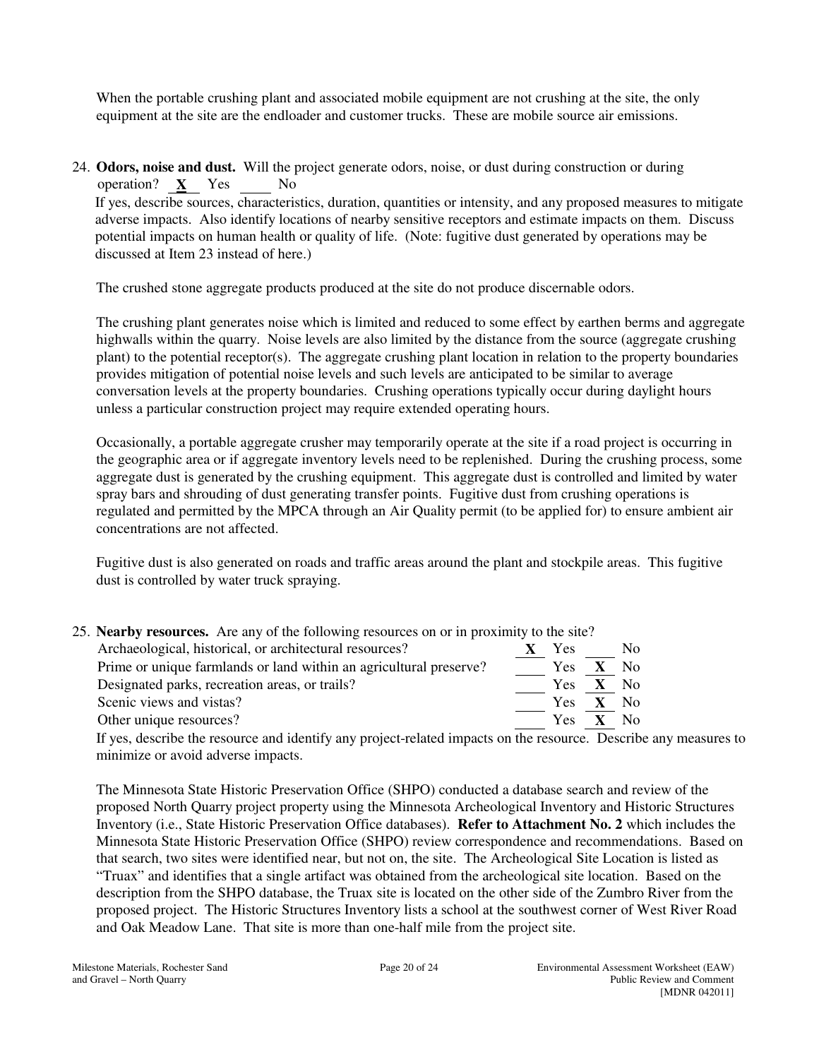When the portable crushing plant and associated mobile equipment are not crushing at the site, the only equipment at the site are the endloader and customer trucks. These are mobile source air emissions.

24. **Odors, noise and dust.** Will the project generate odors, noise, or dust during construction or during operation? **X** Yes ___ No

If yes, describe sources, characteristics, duration, quantities or intensity, and any proposed measures to mitigate adverse impacts. Also identify locations of nearby sensitive receptors and estimate impacts on them. Discuss potential impacts on human health or quality of life. (Note: fugitive dust generated by operations may be discussed at Item 23 instead of here.)

The crushed stone aggregate products produced at the site do not produce discernable odors.

The crushing plant generates noise which is limited and reduced to some effect by earthen berms and aggregate highwalls within the quarry. Noise levels are also limited by the distance from the source (aggregate crushing plant) to the potential receptor(s). The aggregate crushing plant location in relation to the property boundaries provides mitigation of potential noise levels and such levels are anticipated to be similar to average conversation levels at the property boundaries. Crushing operations typically occur during daylight hours unless a particular construction project may require extended operating hours.

Occasionally, a portable aggregate crusher may temporarily operate at the site if a road project is occurring in the geographic area or if aggregate inventory levels need to be replenished. During the crushing process, some aggregate dust is generated by the crushing equipment. This aggregate dust is controlled and limited by water spray bars and shrouding of dust generating transfer points. Fugitive dust from crushing operations is regulated and permitted by the MPCA through an Air Quality permit (to be applied for) to ensure ambient air concentrations are not affected.

Fugitive dust is also generated on roads and traffic areas around the plant and stockpile areas. This fugitive dust is controlled by water truck spraying.

25. **Nearby resources.** Are any of the following resources on or in proximity to the site?

| | | |
|---|---|---|
| Archaeological, historical, or architectural resources? | **X** Yes | ___ No |
| Prime or unique farmlands or land within an agricultural preserve? | ___ Yes | **X** No |
| Designated parks, recreation areas, or trails? | ___ Yes | **X** No |
| Scenic views and vistas? | ___ Yes | **X** No |
| Other unique resources? | ___ Yes | **X** No |

If yes, describe the resource and identify any project-related impacts on the resource. Describe any measures to minimize or avoid adverse impacts.

The Minnesota State Historic Preservation Office (SHPO) conducted a database search and review of the proposed North Quarry project property using the Minnesota Archeological Inventory and Historic Structures Inventory (i.e., State Historic Preservation Office databases). **Refer to Attachment No. 2** which includes the Minnesota State Historic Preservation Office (SHPO) review correspondence and recommendations. Based on that search, two sites were identified near, but not on, the site. The Archeological Site Location is listed as "Truax" and identifies that a single artifact was obtained from the archeological site location. Based on the description from the SHPO database, the Truax site is located on the other side of the Zumbro River from the proposed project. The Historic Structures Inventory lists a school at the southwest corner of West River Road and Oak Meadow Lane. That site is more than one-half mile from the project site.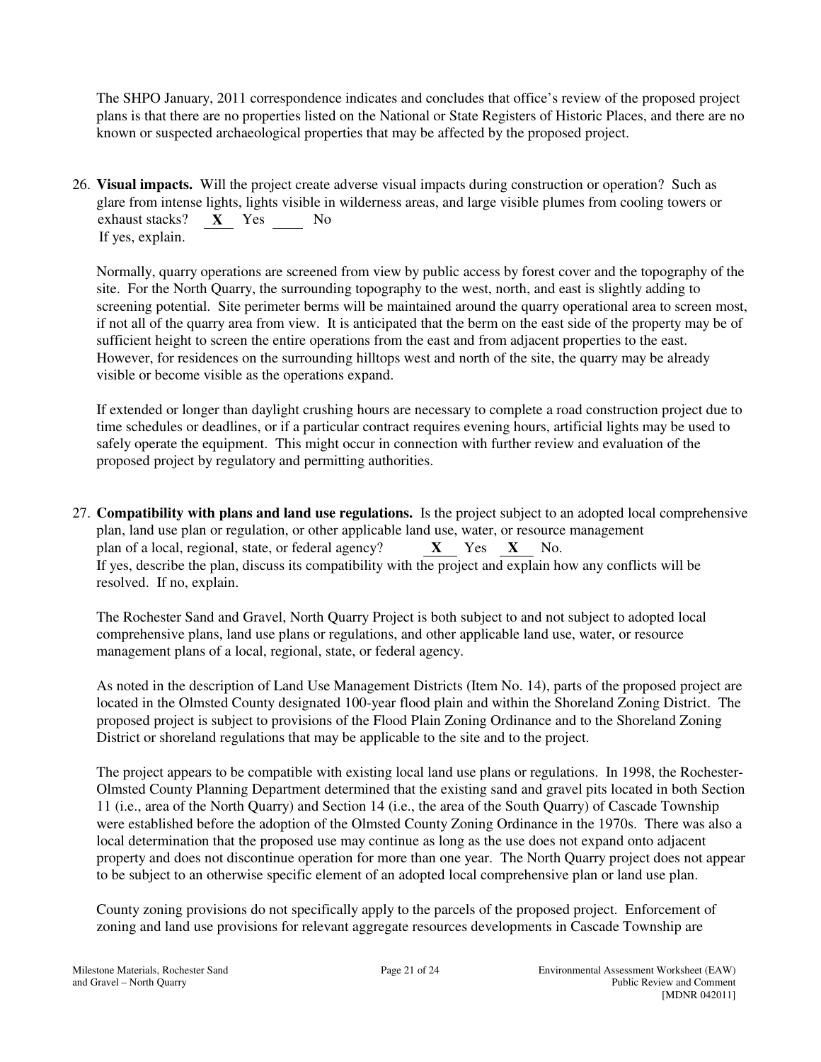The SHPO January, 2011 correspondence indicates and concludes that office's review of the proposed project plans is that there are no properties listed on the National or State Registers of Historic Places, and there are no known or suspected archaeological properties that may be affected by the proposed project.

26. **Visual impacts.** Will the project create adverse visual impacts during construction or operation? Such as glare from intense lights, lights visible in wilderness areas, and large visible plumes from cooling towers or exhaust stacks? __**X**__ Yes ____ No
If yes, explain.

Normally, quarry operations are screened from view by public access by forest cover and the topography of the site. For the North Quarry, the surrounding topography to the west, north, and east is slightly adding to screening potential. Site perimeter berms will be maintained around the quarry operational area to screen most, if not all of the quarry area from view. It is anticipated that the berm on the east side of the property may be of sufficient height to screen the entire operations from the east and from adjacent properties to the east. However, for residences on the surrounding hilltops west and north of the site, the quarry may be already visible or become visible as the operations expand.

If extended or longer than daylight crushing hours are necessary to complete a road construction project due to time schedules or deadlines, or if a particular contract requires evening hours, artificial lights may be used to safely operate the equipment. This might occur in connection with further review and evaluation of the proposed project by regulatory and permitting authorities.

27. **Compatibility with plans and land use regulations.** Is the project subject to an adopted local comprehensive plan, land use plan or regulation, or other applicable land use, water, or resource management plan of a local, regional, state, or federal agency? __**X**__ Yes __**X**__ No.
If yes, describe the plan, discuss its compatibility with the project and explain how any conflicts will be resolved. If no, explain.

The Rochester Sand and Gravel, North Quarry Project is both subject to and not subject to adopted local comprehensive plans, land use plans or regulations, and other applicable land use, water, or resource management plans of a local, regional, state, or federal agency.

As noted in the description of Land Use Management Districts (Item No. 14), parts of the proposed project are located in the Olmsted County designated 100-year flood plain and within the Shoreland Zoning District. The proposed project is subject to provisions of the Flood Plain Zoning Ordinance and to the Shoreland Zoning District or shoreland regulations that may be applicable to the site and to the project.

The project appears to be compatible with existing local land use plans or regulations. In 1998, the Rochester-Olmsted County Planning Department determined that the existing sand and gravel pits located in both Section 11 (i.e., area of the North Quarry) and Section 14 (i.e., the area of the South Quarry) of Cascade Township were established before the adoption of the Olmsted County Zoning Ordinance in the 1970s. There was also a local determination that the proposed use may continue as long as the use does not expand onto adjacent property and does not discontinue operation for more than one year. The North Quarry project does not appear to be subject to an otherwise specific element of an adopted local comprehensive plan or land use plan.

County zoning provisions do not specifically apply to the parcels of the proposed project. Enforcement of zoning and land use provisions for relevant aggregate resources developments in Cascade Township are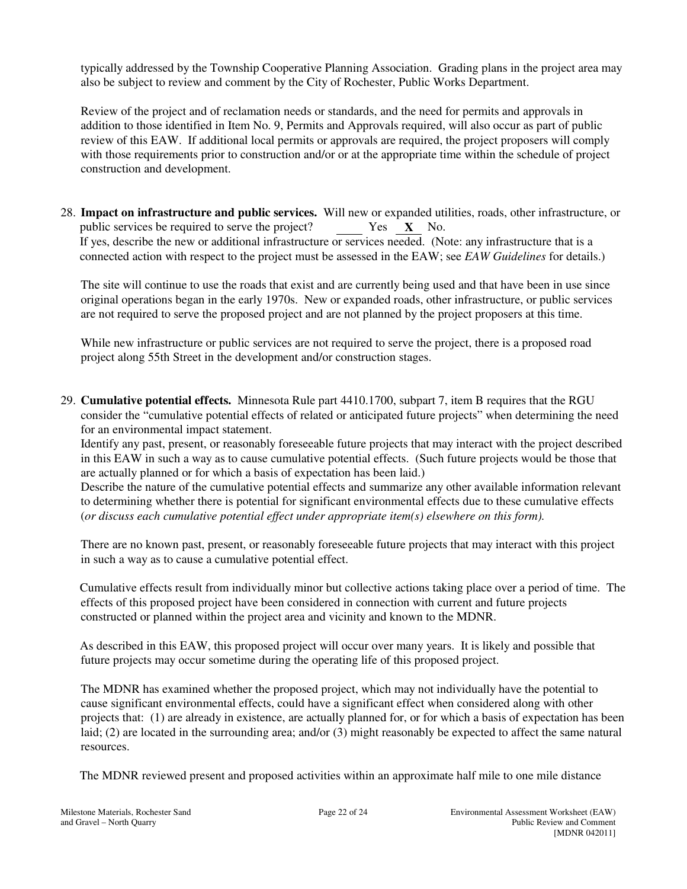typically addressed by the Township Cooperative Planning Association. Grading plans in the project area may also be subject to review and comment by the City of Rochester, Public Works Department.

Review of the project and of reclamation needs or standards, and the need for permits and approvals in addition to those identified in Item No. 9, Permits and Approvals required, will also occur as part of public review of this EAW. If additional local permits or approvals are required, the project proposers will comply with those requirements prior to construction and/or or at the appropriate time within the schedule of project construction and development.

28. **Impact on infrastructure and public services.** Will new or expanded utilities, roads, other infrastructure, or public services be required to serve the project? ____ Yes __**X**__ No.
If yes, describe the new or additional infrastructure or services needed. (Note: any infrastructure that is a connected action with respect to the project must be assessed in the EAW; see *EAW Guidelines* for details.)

   The site will continue to use the roads that exist and are currently being used and that have been in use since original operations began in the early 1970s. New or expanded roads, other infrastructure, or public services are not required to serve the proposed project and are not planned by the project proposers at this time.

   While new infrastructure or public services are not required to serve the project, there is a proposed road project along 55th Street in the development and/or construction stages.

29. **Cumulative potential effects.** Minnesota Rule part 4410.1700, subpart 7, item B requires that the RGU consider the "cumulative potential effects of related or anticipated future projects" when determining the need for an environmental impact statement.
Identify any past, present, or reasonably foreseeable future projects that may interact with the project described in this EAW in such a way as to cause cumulative potential effects. (Such future projects would be those that are actually planned or for which a basis of expectation has been laid.)
Describe the nature of the cumulative potential effects and summarize any other available information relevant to determining whether there is potential for significant environmental effects due to these cumulative effects (*or discuss each cumulative potential effect under appropriate item(s) elsewhere on this form).*

   There are no known past, present, or reasonably foreseeable future projects that may interact with this project in such a way as to cause a cumulative potential effect.

   Cumulative effects result from individually minor but collective actions taking place over a period of time. The effects of this proposed project have been considered in connection with current and future projects constructed or planned within the project area and vicinity and known to the MDNR.

   As described in this EAW, this proposed project will occur over many years. It is likely and possible that future projects may occur sometime during the operating life of this proposed project.

   The MDNR has examined whether the proposed project, which may not individually have the potential to cause significant environmental effects, could have a significant effect when considered along with other projects that: (1) are already in existence, are actually planned for, or for which a basis of expectation has been laid; (2) are located in the surrounding area; and/or (3) might reasonably be expected to affect the same natural resources.

   The MDNR reviewed present and proposed activities within an approximate half mile to one mile distance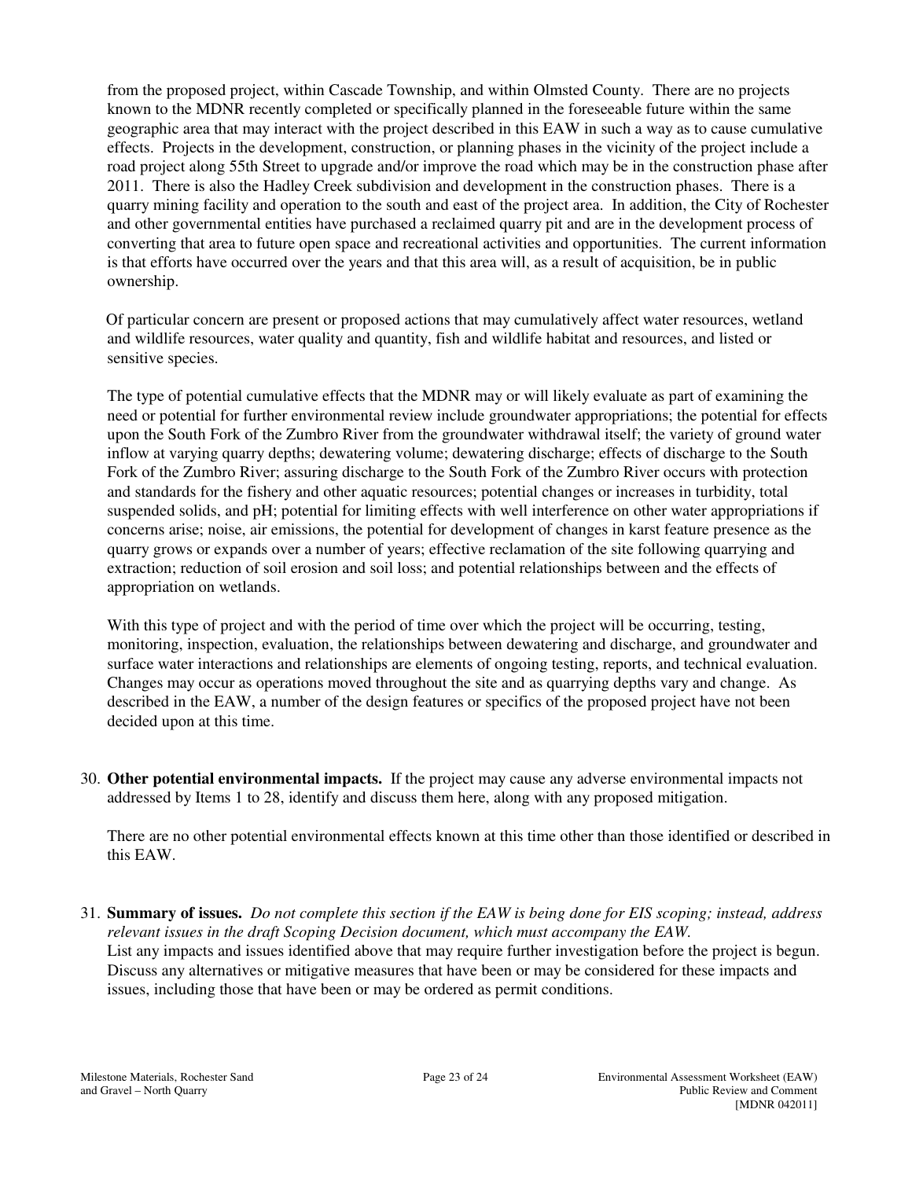from the proposed project, within Cascade Township, and within Olmsted County. There are no projects known to the MDNR recently completed or specifically planned in the foreseeable future within the same geographic area that may interact with the project described in this EAW in such a way as to cause cumulative effects. Projects in the development, construction, or planning phases in the vicinity of the project include a road project along 55th Street to upgrade and/or improve the road which may be in the construction phase after 2011. There is also the Hadley Creek subdivision and development in the construction phases. There is a quarry mining facility and operation to the south and east of the project area. In addition, the City of Rochester and other governmental entities have purchased a reclaimed quarry pit and are in the development process of converting that area to future open space and recreational activities and opportunities. The current information is that efforts have occurred over the years and that this area will, as a result of acquisition, be in public ownership.

Of particular concern are present or proposed actions that may cumulatively affect water resources, wetland and wildlife resources, water quality and quantity, fish and wildlife habitat and resources, and listed or sensitive species.

The type of potential cumulative effects that the MDNR may or will likely evaluate as part of examining the need or potential for further environmental review include groundwater appropriations; the potential for effects upon the South Fork of the Zumbro River from the groundwater withdrawal itself; the variety of ground water inflow at varying quarry depths; dewatering volume; dewatering discharge; effects of discharge to the South Fork of the Zumbro River; assuring discharge to the South Fork of the Zumbro River occurs with protection and standards for the fishery and other aquatic resources; potential changes or increases in turbidity, total suspended solids, and pH; potential for limiting effects with well interference on other water appropriations if concerns arise; noise, air emissions, the potential for development of changes in karst feature presence as the quarry grows or expands over a number of years; effective reclamation of the site following quarrying and extraction; reduction of soil erosion and soil loss; and potential relationships between and the effects of appropriation on wetlands.

With this type of project and with the period of time over which the project will be occurring, testing, monitoring, inspection, evaluation, the relationships between dewatering and discharge, and groundwater and surface water interactions and relationships are elements of ongoing testing, reports, and technical evaluation. Changes may occur as operations moved throughout the site and as quarrying depths vary and change. As described in the EAW, a number of the design features or specifics of the proposed project have not been decided upon at this time.

30. **Other potential environmental impacts.** If the project may cause any adverse environmental impacts not addressed by Items 1 to 28, identify and discuss them here, along with any proposed mitigation.

    There are no other potential environmental effects known at this time other than those identified or described in this EAW.

31. **Summary of issues.** *Do not complete this section if the EAW is being done for EIS scoping; instead, address relevant issues in the draft Scoping Decision document, which must accompany the EAW.*
    List any impacts and issues identified above that may require further investigation before the project is begun. Discuss any alternatives or mitigative measures that have been or may be considered for these impacts and issues, including those that have been or may be ordered as permit conditions.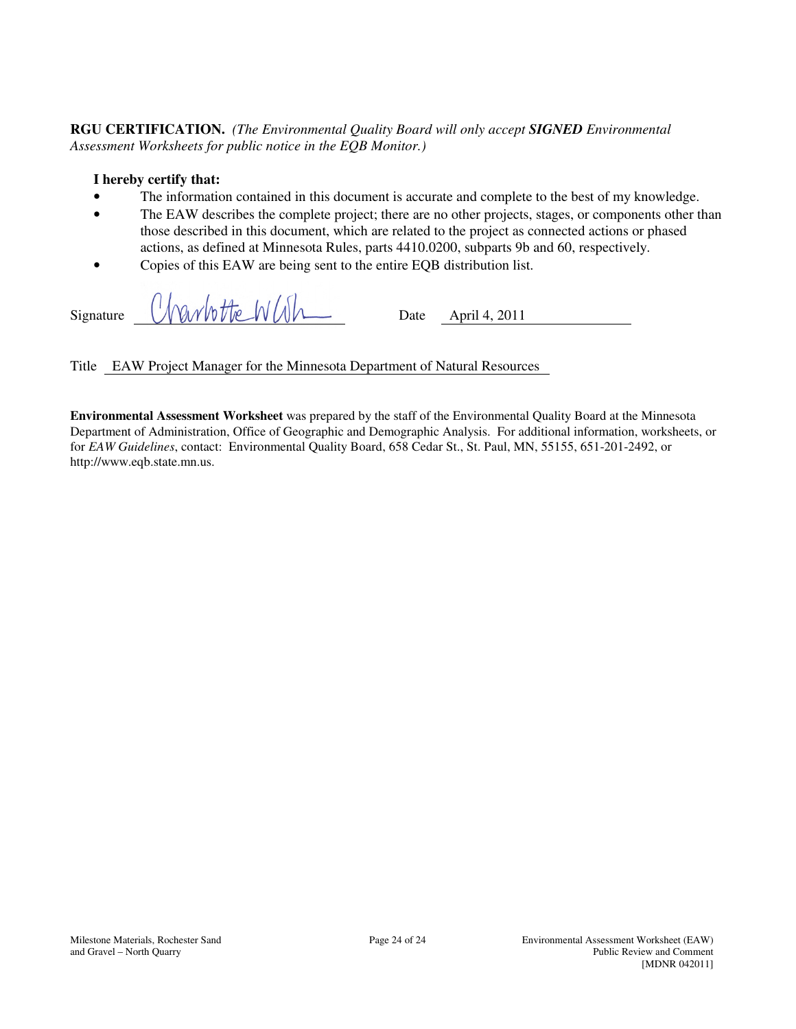**RGU CERTIFICATION.** *(The Environmental Quality Board will only accept **SIGNED** Environmental Assessment Worksheets for public notice in the EQB Monitor.)*

**I hereby certify that:**

- The information contained in this document is accurate and complete to the best of my knowledge.
- The EAW describes the complete project; there are no other projects, stages, or components other than those described in this document, which are related to the project as connected actions or phased actions, as defined at Minnesota Rules, parts 4410.0200, subparts 9b and 60, respectively.
- Copies of this EAW are being sent to the entire EQB distribution list.

Signature Charlotte W Cih Date April 4, 2011

Title EAW Project Manager for the Minnesota Department of Natural Resources

**Environmental Assessment Worksheet** was prepared by the staff of the Environmental Quality Board at the Minnesota Department of Administration, Office of Geographic and Demographic Analysis. For additional information, worksheets, or for *EAW Guidelines*, contact: Environmental Quality Board, 658 Cedar St., St. Paul, MN, 55155, 651-201-2492, or http://www.eqb.state.mn.us.